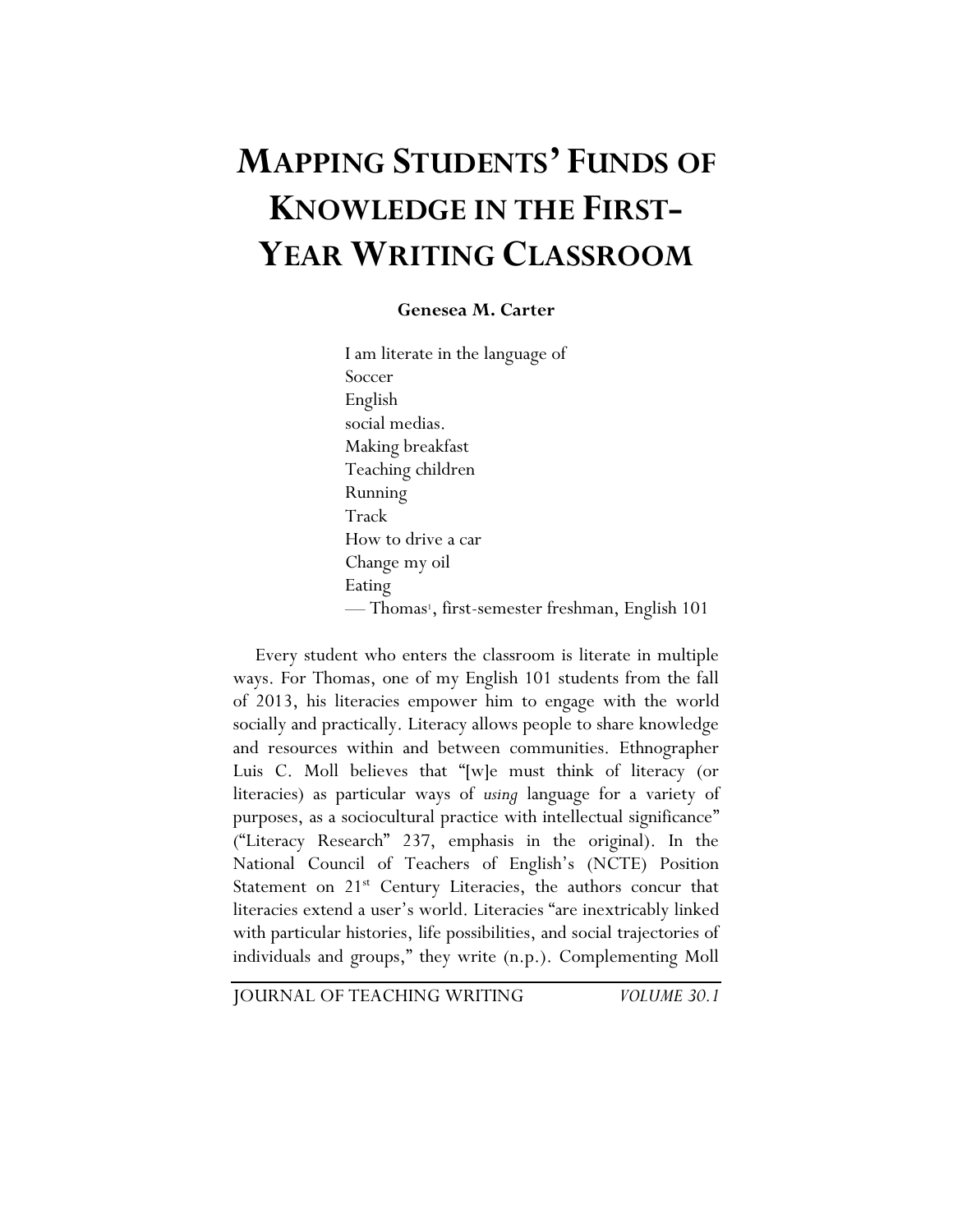# Mapping Students' Funds of Knowledge in the First-Year Writing Classroom

**Genesea M. Carter**

I am literate in the language of  
Soccer  
English  
social medias.  
Making breakfast  
Teaching children  
Running  
Track  
How to drive a car  
Change my oil  
Eating  
— Thomas[1], first-semester freshman, English 101

Every student who enters the classroom is literate in multiple ways. For Thomas, one of my English 101 students from the fall of 2013, his literacies empower him to engage with the world socially and practically. Literacy allows people to share knowledge and resources within and between communities. Ethnographer Luis C. Moll believes that "[w]e must think of literacy (or literacies) as particular ways of *using* language for a variety of purposes, as a sociocultural practice with intellectual significance" ("Literacy Research" 237, emphasis in the original). In the National Council of Teachers of English's (NCTE) Position Statement on 21st Century Literacies, the authors concur that literacies extend a user's world. Literacies "are inextricably linked with particular histories, life possibilities, and social trajectories of individuals and groups," they write (n.p.). Complementing Moll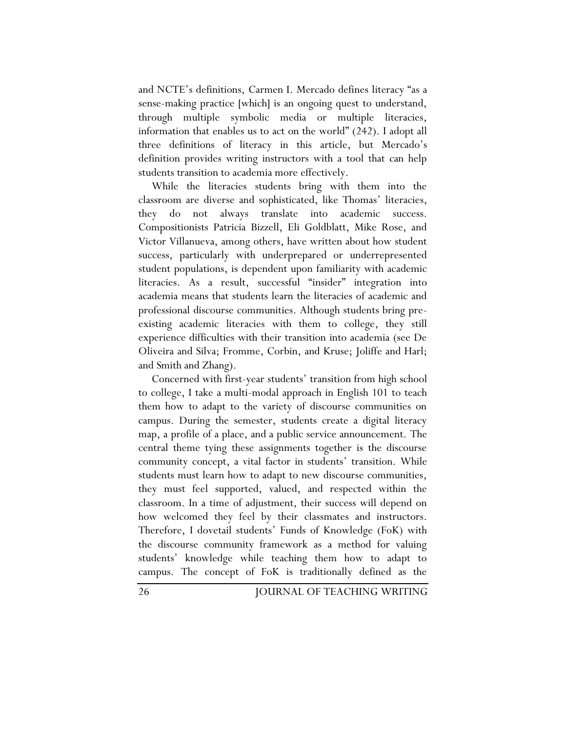and NCTE's definitions, Carmen I. Mercado defines literacy "as a sense-making practice [which] is an ongoing quest to understand, through multiple symbolic media or multiple literacies, information that enables us to act on the world" (242). I adopt all three definitions of literacy in this article, but Mercado's definition provides writing instructors with a tool that can help students transition to academia more effectively.

While the literacies students bring with them into the classroom are diverse and sophisticated, like Thomas' literacies, they do not always translate into academic success. Compositionists Patricia Bizzell, Eli Goldblatt, Mike Rose, and Victor Villanueva, among others, have written about how student success, particularly with underprepared or underrepresented student populations, is dependent upon familiarity with academic literacies. As a result, successful "insider" integration into academia means that students learn the literacies of academic and professional discourse communities. Although students bring pre-existing academic literacies with them to college, they still experience difficulties with their transition into academia (see De Oliveira and Silva; Fromme, Corbin, and Kruse; Joliffe and Harl; and Smith and Zhang).

Concerned with first-year students' transition from high school to college, I take a multi-modal approach in English 101 to teach them how to adapt to the variety of discourse communities on campus. During the semester, students create a digital literacy map, a profile of a place, and a public service announcement. The central theme tying these assignments together is the discourse community concept, a vital factor in students' transition. While students must learn how to adapt to new discourse communities, they must feel supported, valued, and respected within the classroom. In a time of adjustment, their success will depend on how welcomed they feel by their classmates and instructors. Therefore, I dovetail students' Funds of Knowledge (FoK) with the discourse community framework as a method for valuing students' knowledge while teaching them how to adapt to campus. The concept of FoK is traditionally defined as the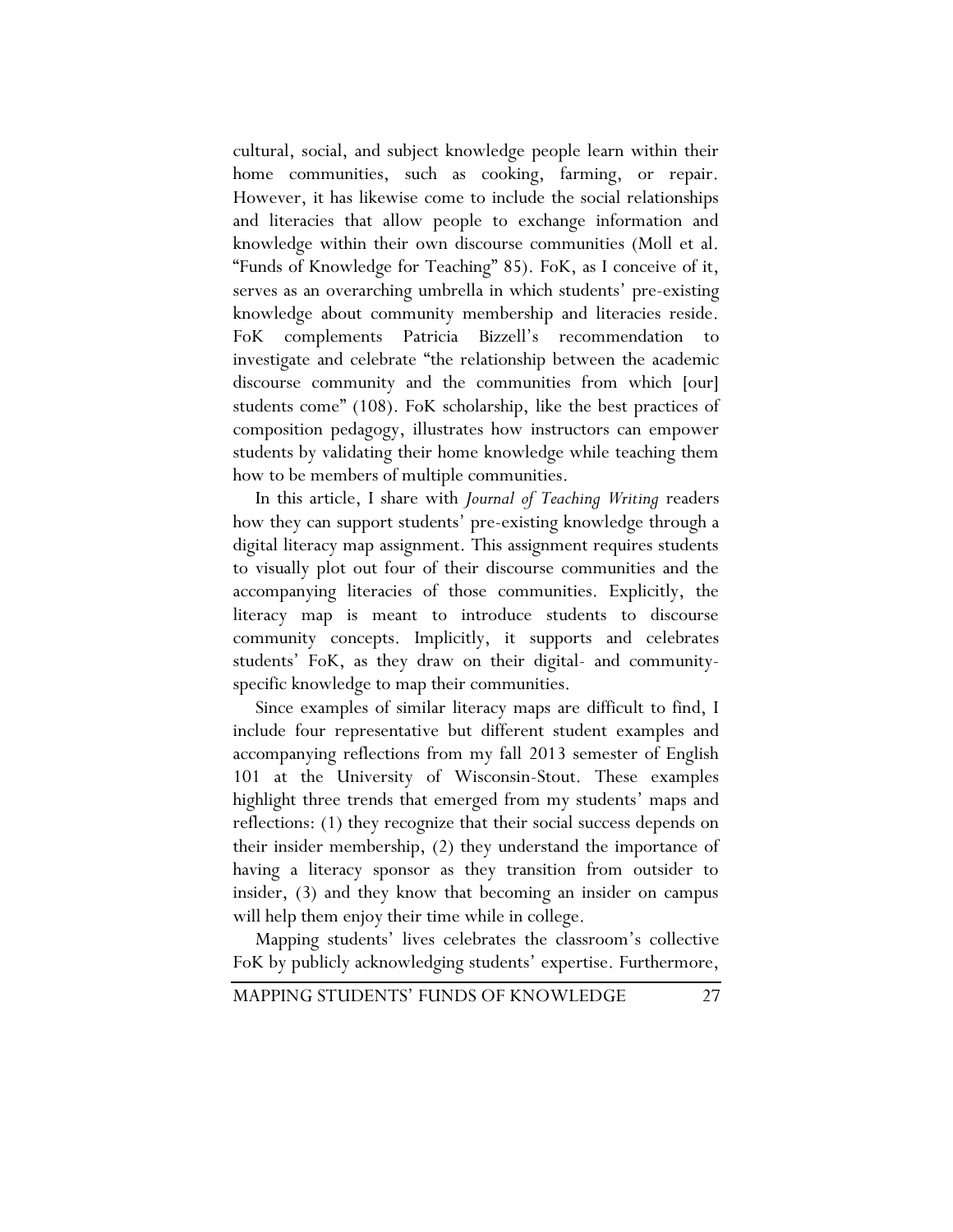cultural, social, and subject knowledge people learn within their home communities, such as cooking, farming, or repair. However, it has likewise come to include the social relationships and literacies that allow people to exchange information and knowledge within their own discourse communities (Moll et al. "Funds of Knowledge for Teaching" 85). FoK, as I conceive of it, serves as an overarching umbrella in which students' pre-existing knowledge about community membership and literacies reside. FoK complements Patricia Bizzell's recommendation to investigate and celebrate "the relationship between the academic discourse community and the communities from which [our] students come" (108). FoK scholarship, like the best practices of composition pedagogy, illustrates how instructors can empower students by validating their home knowledge while teaching them how to be members of multiple communities.

In this article, I share with *Journal of Teaching Writing* readers how they can support students' pre-existing knowledge through a digital literacy map assignment. This assignment requires students to visually plot out four of their discourse communities and the accompanying literacies of those communities. Explicitly, the literacy map is meant to introduce students to discourse community concepts. Implicitly, it supports and celebrates students' FoK, as they draw on their digital- and community-specific knowledge to map their communities.

Since examples of similar literacy maps are difficult to find, I include four representative but different student examples and accompanying reflections from my fall 2013 semester of English 101 at the University of Wisconsin-Stout. These examples highlight three trends that emerged from my students' maps and reflections: (1) they recognize that their social success depends on their insider membership, (2) they understand the importance of having a literacy sponsor as they transition from outsider to insider, (3) and they know that becoming an insider on campus will help them enjoy their time while in college.

Mapping students' lives celebrates the classroom's collective FoK by publicly acknowledging students' expertise. Furthermore,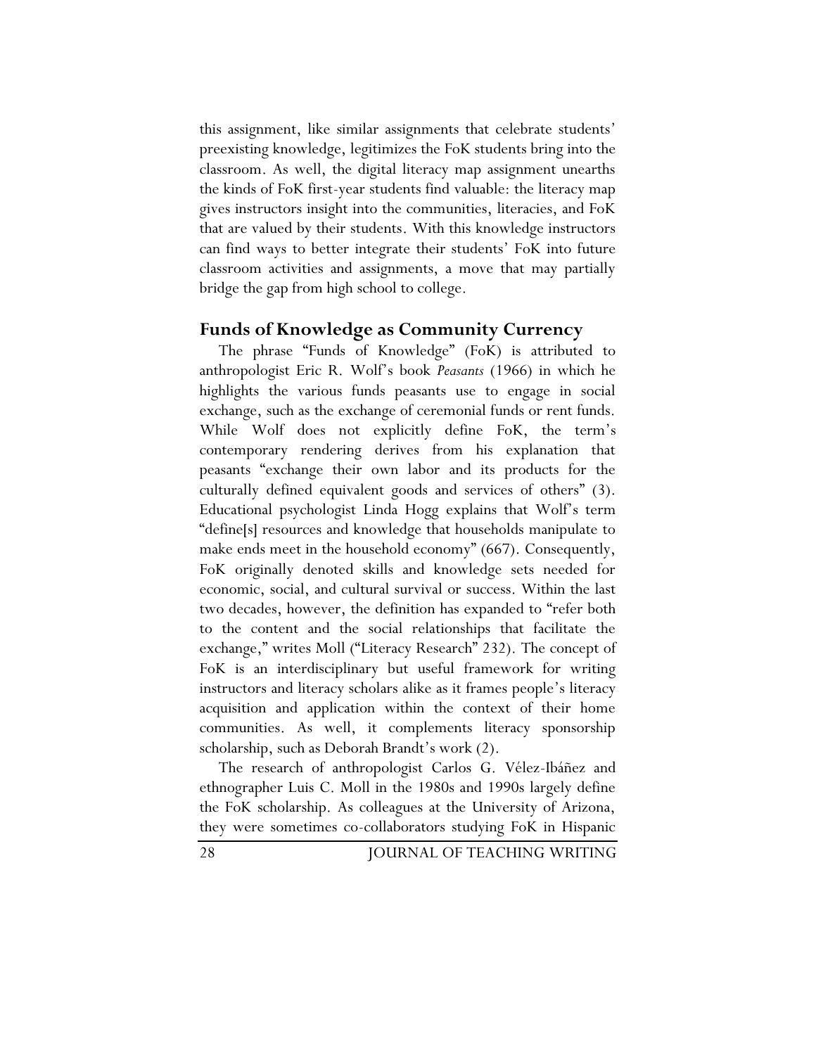this assignment, like similar assignments that celebrate students' preexisting knowledge, legitimizes the FoK students bring into the classroom. As well, the digital literacy map assignment unearths the kinds of FoK first-year students find valuable: the literacy map gives instructors insight into the communities, literacies, and FoK that are valued by their students. With this knowledge instructors can find ways to better integrate their students' FoK into future classroom activities and assignments, a move that may partially bridge the gap from high school to college.

## Funds of Knowledge as Community Currency

The phrase "Funds of Knowledge" (FoK) is attributed to anthropologist Eric R. Wolf's book *Peasants* (1966) in which he highlights the various funds peasants use to engage in social exchange, such as the exchange of ceremonial funds or rent funds. While Wolf does not explicitly define FoK, the term's contemporary rendering derives from his explanation that peasants "exchange their own labor and its products for the culturally defined equivalent goods and services of others" (3). Educational psychologist Linda Hogg explains that Wolf's term "define[s] resources and knowledge that households manipulate to make ends meet in the household economy" (667). Consequently, FoK originally denoted skills and knowledge sets needed for economic, social, and cultural survival or success. Within the last two decades, however, the definition has expanded to "refer both to the content and the social relationships that facilitate the exchange," writes Moll ("Literacy Research" 232). The concept of FoK is an interdisciplinary but useful framework for writing instructors and literacy scholars alike as it frames people's literacy acquisition and application within the context of their home communities. As well, it complements literacy sponsorship scholarship, such as Deborah Brandt's work (2).

The research of anthropologist Carlos G. Vélez-Ibáñez and ethnographer Luis C. Moll in the 1980s and 1990s largely define the FoK scholarship. As colleagues at the University of Arizona, they were sometimes co-collaborators studying FoK in Hispanic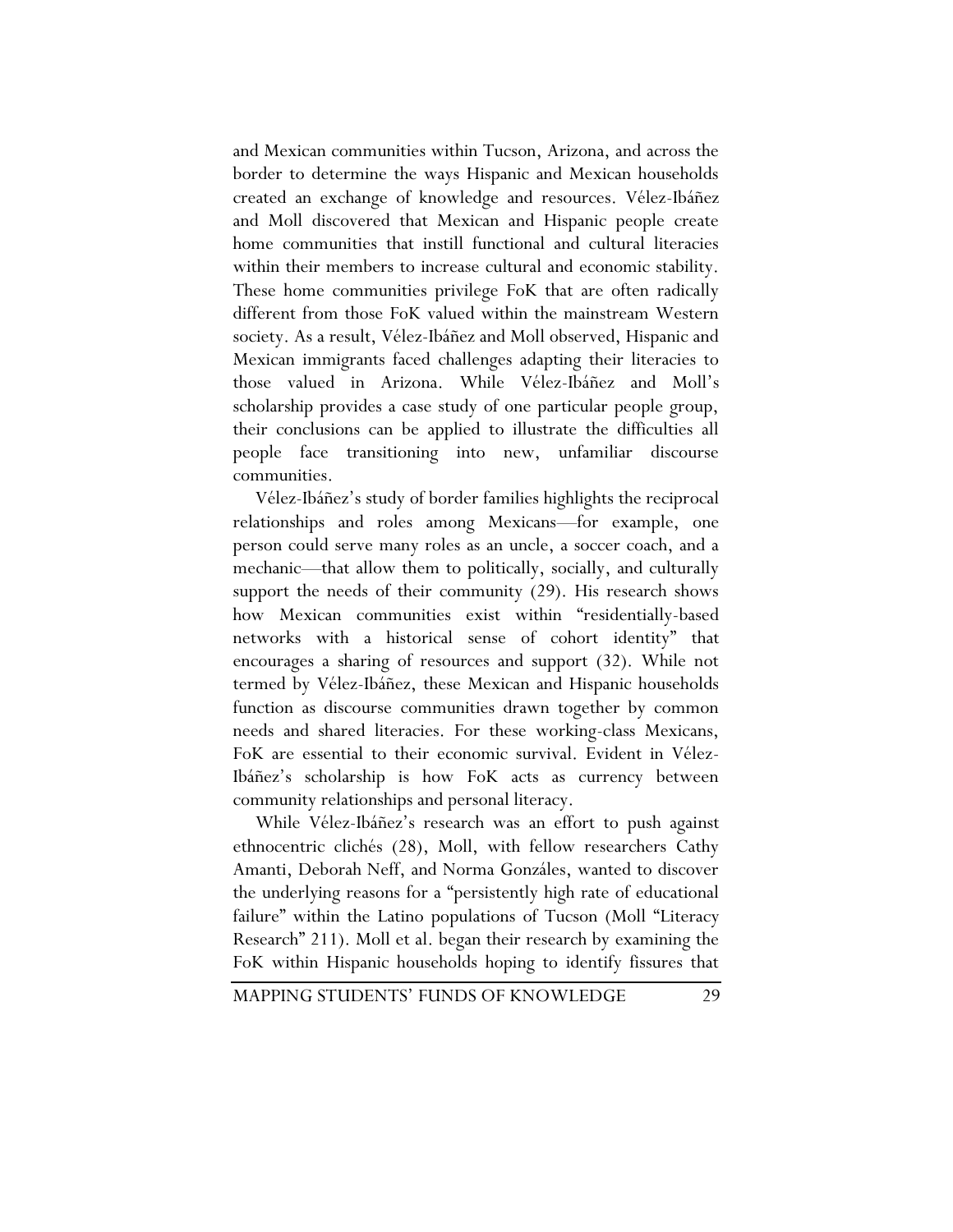and Mexican communities within Tucson, Arizona, and across the border to determine the ways Hispanic and Mexican households created an exchange of knowledge and resources. Vélez-Ibáñez and Moll discovered that Mexican and Hispanic people create home communities that instill functional and cultural literacies within their members to increase cultural and economic stability. These home communities privilege FoK that are often radically different from those FoK valued within the mainstream Western society. As a result, Vélez-Ibáñez and Moll observed, Hispanic and Mexican immigrants faced challenges adapting their literacies to those valued in Arizona. While Vélez-Ibáñez and Moll's scholarship provides a case study of one particular people group, their conclusions can be applied to illustrate the difficulties all people face transitioning into new, unfamiliar discourse communities.

Vélez-Ibáñez's study of border families highlights the reciprocal relationships and roles among Mexicans—for example, one person could serve many roles as an uncle, a soccer coach, and a mechanic—that allow them to politically, socially, and culturally support the needs of their community (29). His research shows how Mexican communities exist within "residentially-based networks with a historical sense of cohort identity" that encourages a sharing of resources and support (32). While not termed by Vélez-Ibáñez, these Mexican and Hispanic households function as discourse communities drawn together by common needs and shared literacies. For these working-class Mexicans, FoK are essential to their economic survival. Evident in Vélez-Ibáñez's scholarship is how FoK acts as currency between community relationships and personal literacy.

While Vélez-Ibáñez's research was an effort to push against ethnocentric clichés (28), Moll, with fellow researchers Cathy Amanti, Deborah Neff, and Norma Gonzáles, wanted to discover the underlying reasons for a "persistently high rate of educational failure" within the Latino populations of Tucson (Moll "Literacy Research" 211). Moll et al. began their research by examining the FoK within Hispanic households hoping to identify fissures that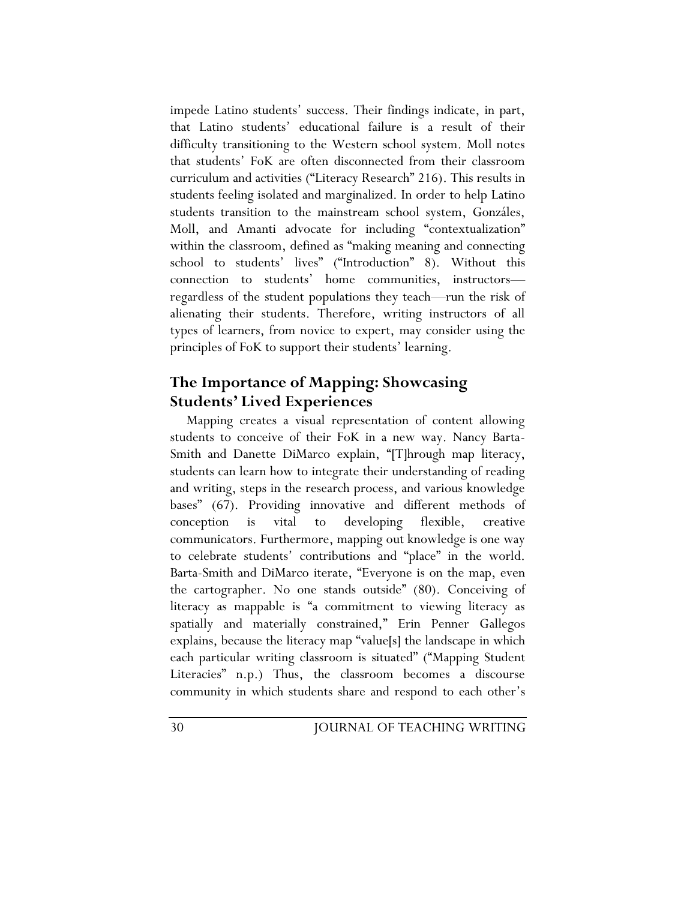impede Latino students' success. Their findings indicate, in part, that Latino students' educational failure is a result of their difficulty transitioning to the Western school system. Moll notes that students' FoK are often disconnected from their classroom curriculum and activities ("Literacy Research" 216). This results in students feeling isolated and marginalized. In order to help Latino students transition to the mainstream school system, Gonzáles, Moll, and Amanti advocate for including "contextualization" within the classroom, defined as "making meaning and connecting school to students' lives" ("Introduction" 8). Without this connection to students' home communities, instructors—regardless of the student populations they teach—run the risk of alienating their students. Therefore, writing instructors of all types of learners, from novice to expert, may consider using the principles of FoK to support their students' learning.

## The Importance of Mapping: Showcasing Students' Lived Experiences

Mapping creates a visual representation of content allowing students to conceive of their FoK in a new way. Nancy Barta-Smith and Danette DiMarco explain, "[T]hrough map literacy, students can learn how to integrate their understanding of reading and writing, steps in the research process, and various knowledge bases" (67). Providing innovative and different methods of conception is vital to developing flexible, creative communicators. Furthermore, mapping out knowledge is one way to celebrate students' contributions and "place" in the world. Barta-Smith and DiMarco iterate, "Everyone is on the map, even the cartographer. No one stands outside" (80). Conceiving of literacy as mappable is "a commitment to viewing literacy as spatially and materially constrained," Erin Penner Gallegos explains, because the literacy map "value[s] the landscape in which each particular writing classroom is situated" ("Mapping Student Literacies" n.p.) Thus, the classroom becomes a discourse community in which students share and respond to each other's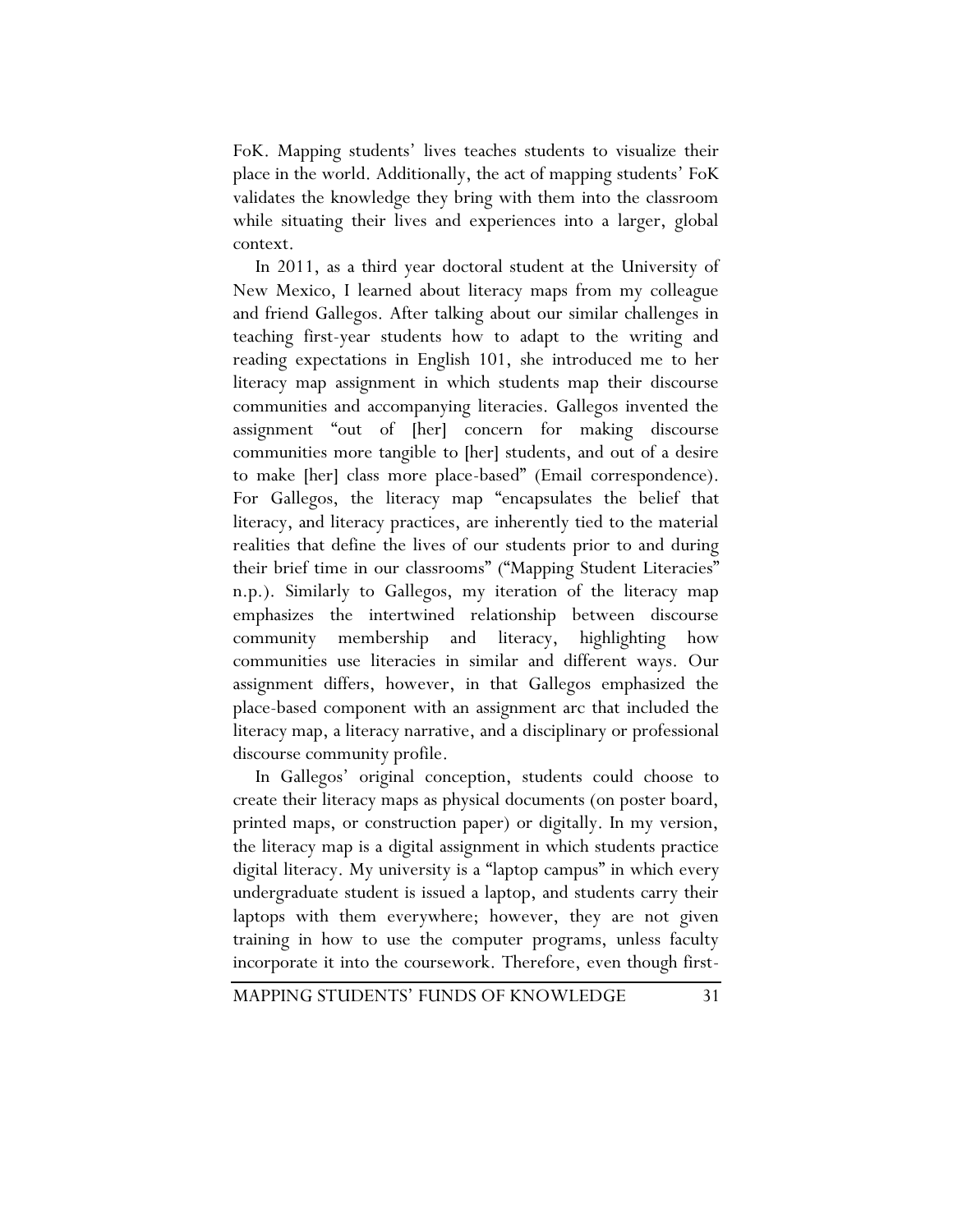FoK. Mapping students' lives teaches students to visualize their place in the world. Additionally, the act of mapping students' FoK validates the knowledge they bring with them into the classroom while situating their lives and experiences into a larger, global context.

In 2011, as a third year doctoral student at the University of New Mexico, I learned about literacy maps from my colleague and friend Gallegos. After talking about our similar challenges in teaching first-year students how to adapt to the writing and reading expectations in English 101, she introduced me to her literacy map assignment in which students map their discourse communities and accompanying literacies. Gallegos invented the assignment "out of [her] concern for making discourse communities more tangible to [her] students, and out of a desire to make [her] class more place-based" (Email correspondence). For Gallegos, the literacy map "encapsulates the belief that literacy, and literacy practices, are inherently tied to the material realities that define the lives of our students prior to and during their brief time in our classrooms" ("Mapping Student Literacies" n.p.). Similarly to Gallegos, my iteration of the literacy map emphasizes the intertwined relationship between discourse community membership and literacy, highlighting how communities use literacies in similar and different ways. Our assignment differs, however, in that Gallegos emphasized the place-based component with an assignment arc that included the literacy map, a literacy narrative, and a disciplinary or professional discourse community profile.

In Gallegos' original conception, students could choose to create their literacy maps as physical documents (on poster board, printed maps, or construction paper) or digitally. In my version, the literacy map is a digital assignment in which students practice digital literacy. My university is a "laptop campus" in which every undergraduate student is issued a laptop, and students carry their laptops with them everywhere; however, they are not given training in how to use the computer programs, unless faculty incorporate it into the coursework. Therefore, even though first-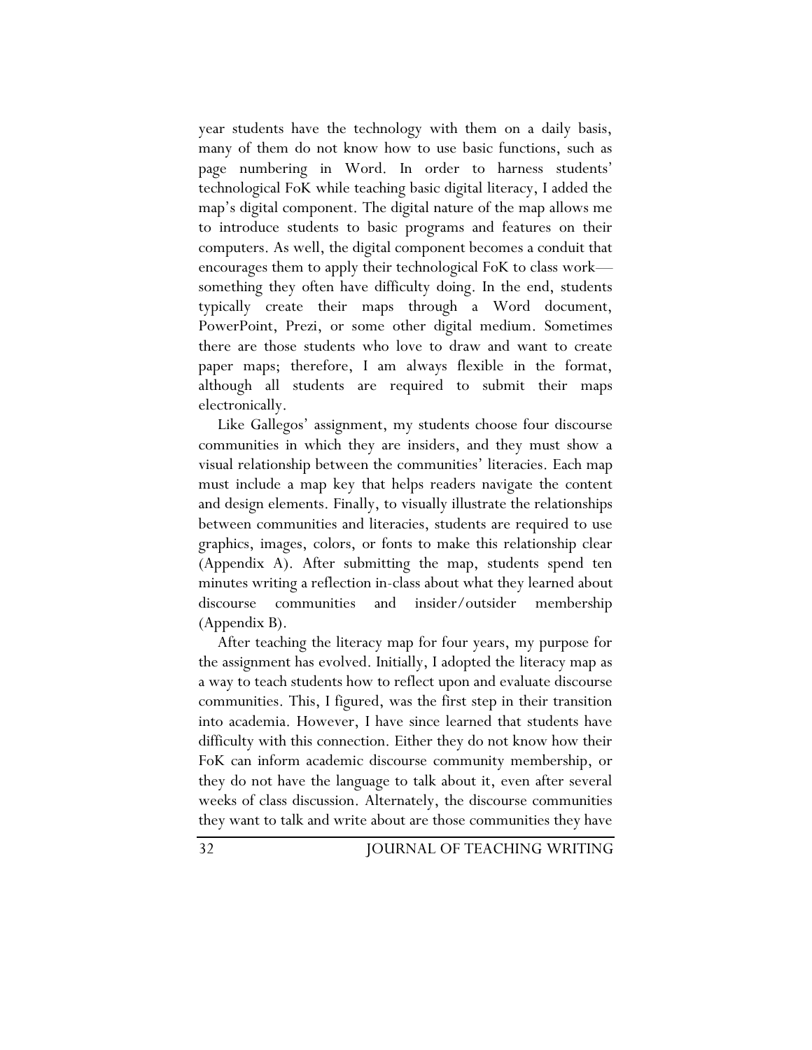year students have the technology with them on a daily basis, many of them do not know how to use basic functions, such as page numbering in Word. In order to harness students' technological FoK while teaching basic digital literacy, I added the map's digital component. The digital nature of the map allows me to introduce students to basic programs and features on their computers. As well, the digital component becomes a conduit that encourages them to apply their technological FoK to class work—something they often have difficulty doing. In the end, students typically create their maps through a Word document, PowerPoint, Prezi, or some other digital medium. Sometimes there are those students who love to draw and want to create paper maps; therefore, I am always flexible in the format, although all students are required to submit their maps electronically.

Like Gallegos' assignment, my students choose four discourse communities in which they are insiders, and they must show a visual relationship between the communities' literacies. Each map must include a map key that helps readers navigate the content and design elements. Finally, to visually illustrate the relationships between communities and literacies, students are required to use graphics, images, colors, or fonts to make this relationship clear (Appendix A). After submitting the map, students spend ten minutes writing a reflection in-class about what they learned about discourse communities and insider/outsider membership (Appendix B).

After teaching the literacy map for four years, my purpose for the assignment has evolved. Initially, I adopted the literacy map as a way to teach students how to reflect upon and evaluate discourse communities. This, I figured, was the first step in their transition into academia. However, I have since learned that students have difficulty with this connection. Either they do not know how their FoK can inform academic discourse community membership, or they do not have the language to talk about it, even after several weeks of class discussion. Alternately, the discourse communities they want to talk and write about are those communities they have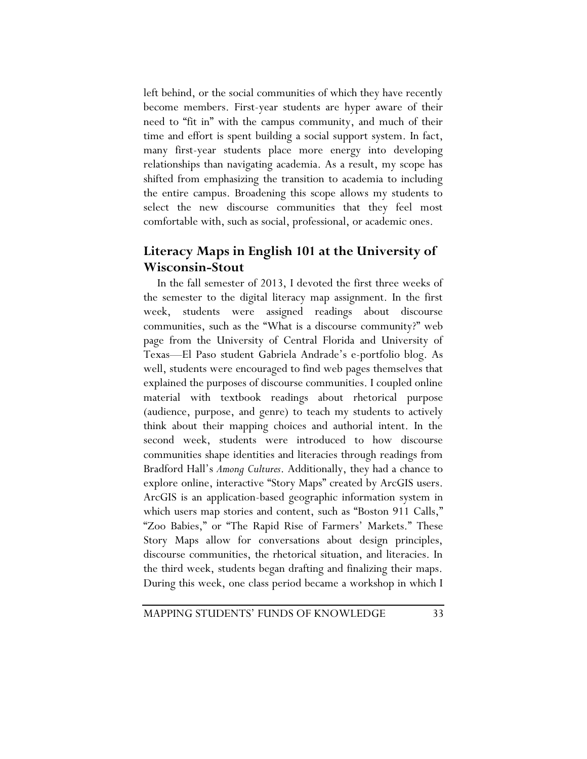left behind, or the social communities of which they have recently become members. First-year students are hyper aware of their need to "fit in" with the campus community, and much of their time and effort is spent building a social support system. In fact, many first-year students place more energy into developing relationships than navigating academia. As a result, my scope has shifted from emphasizing the transition to academia to including the entire campus. Broadening this scope allows my students to select the new discourse communities that they feel most comfortable with, such as social, professional, or academic ones.

## Literacy Maps in English 101 at the University of Wisconsin-Stout

In the fall semester of 2013, I devoted the first three weeks of the semester to the digital literacy map assignment. In the first week, students were assigned readings about discourse communities, such as the "What is a discourse community?" web page from the University of Central Florida and University of Texas—El Paso student Gabriela Andrade's e-portfolio blog. As well, students were encouraged to find web pages themselves that explained the purposes of discourse communities. I coupled online material with textbook readings about rhetorical purpose (audience, purpose, and genre) to teach my students to actively think about their mapping choices and authorial intent. In the second week, students were introduced to how discourse communities shape identities and literacies through readings from Bradford Hall's *Among Cultures*. Additionally, they had a chance to explore online, interactive "Story Maps" created by ArcGIS users. ArcGIS is an application-based geographic information system in which users map stories and content, such as "Boston 911 Calls," "Zoo Babies," or "The Rapid Rise of Farmers' Markets." These Story Maps allow for conversations about design principles, discourse communities, the rhetorical situation, and literacies. In the third week, students began drafting and finalizing their maps. During this week, one class period became a workshop in which I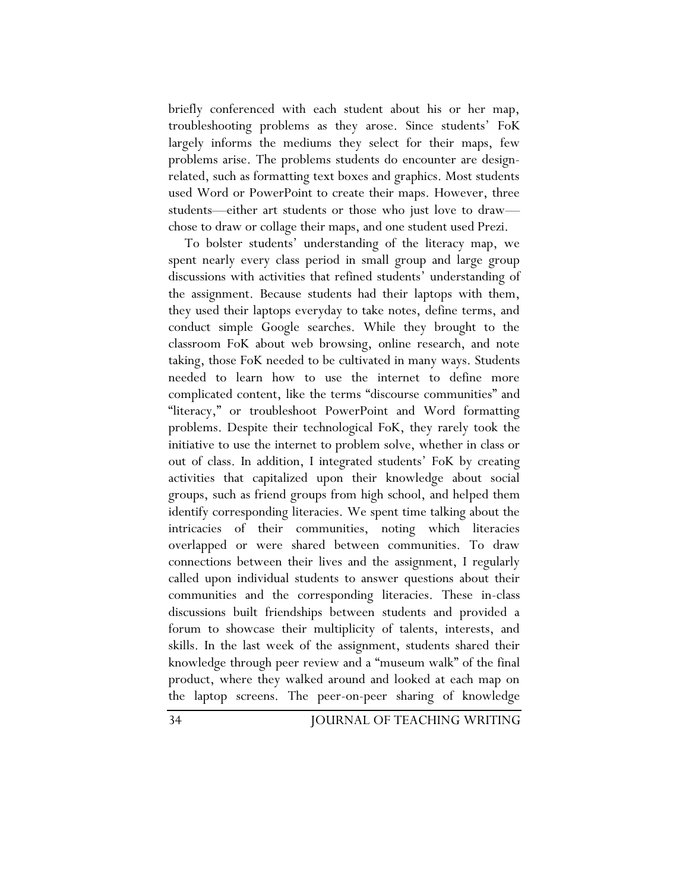briefly conferenced with each student about his or her map, troubleshooting problems as they arose. Since students' FoK largely informs the mediums they select for their maps, few problems arise. The problems students do encounter are design-related, such as formatting text boxes and graphics. Most students used Word or PowerPoint to create their maps. However, three students—either art students or those who just love to draw—chose to draw or collage their maps, and one student used Prezi.

To bolster students' understanding of the literacy map, we spent nearly every class period in small group and large group discussions with activities that refined students' understanding of the assignment. Because students had their laptops with them, they used their laptops everyday to take notes, define terms, and conduct simple Google searches. While they brought to the classroom FoK about web browsing, online research, and note taking, those FoK needed to be cultivated in many ways. Students needed to learn how to use the internet to define more complicated content, like the terms "discourse communities" and "literacy," or troubleshoot PowerPoint and Word formatting problems. Despite their technological FoK, they rarely took the initiative to use the internet to problem solve, whether in class or out of class. In addition, I integrated students' FoK by creating activities that capitalized upon their knowledge about social groups, such as friend groups from high school, and helped them identify corresponding literacies. We spent time talking about the intricacies of their communities, noting which literacies overlapped or were shared between communities. To draw connections between their lives and the assignment, I regularly called upon individual students to answer questions about their communities and the corresponding literacies. These in-class discussions built friendships between students and provided a forum to showcase their multiplicity of talents, interests, and skills. In the last week of the assignment, students shared their knowledge through peer review and a "museum walk" of the final product, where they walked around and looked at each map on the laptop screens. The peer-on-peer sharing of knowledge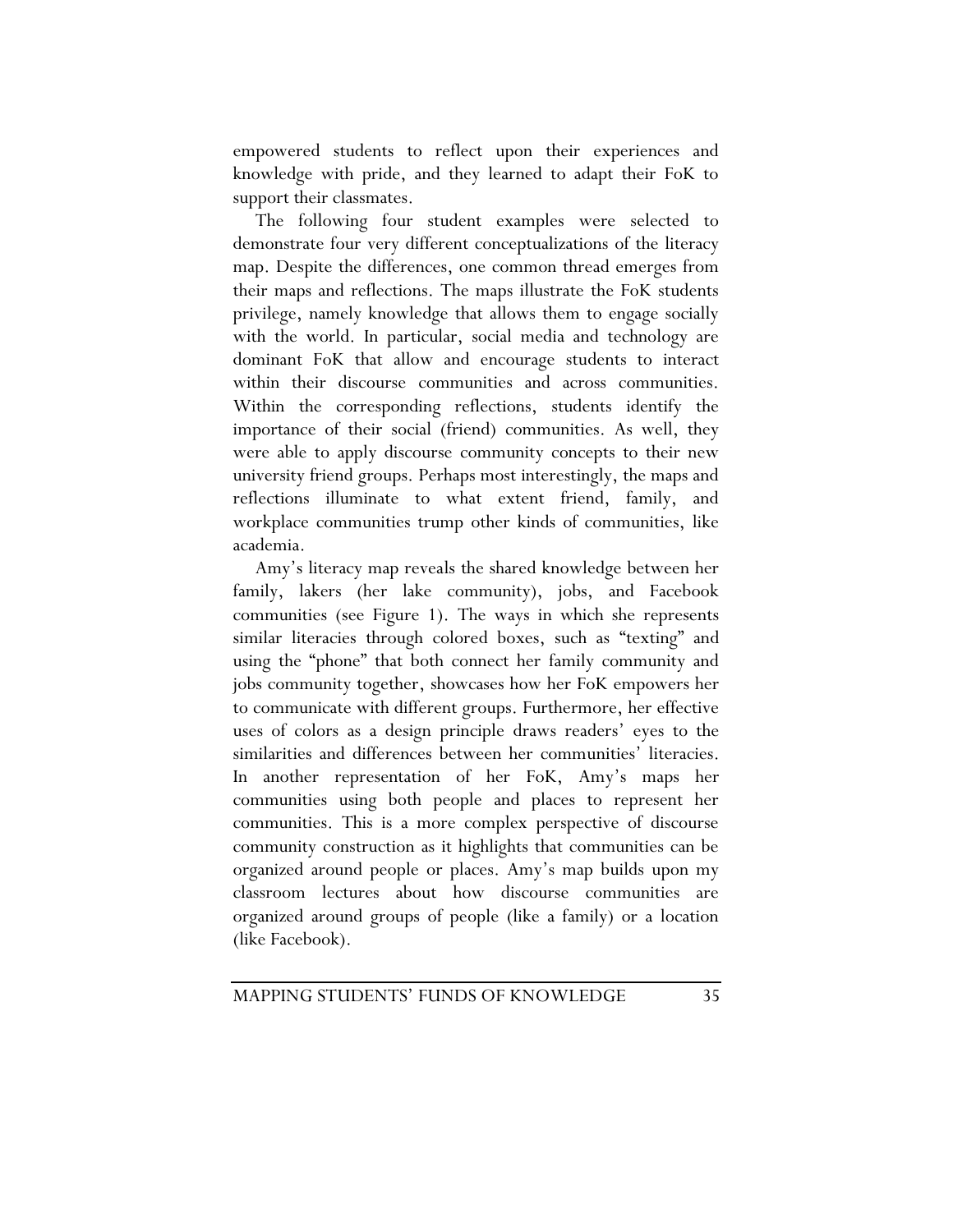empowered students to reflect upon their experiences and knowledge with pride, and they learned to adapt their FoK to support their classmates.

The following four student examples were selected to demonstrate four very different conceptualizations of the literacy map. Despite the differences, one common thread emerges from their maps and reflections. The maps illustrate the FoK students privilege, namely knowledge that allows them to engage socially with the world. In particular, social media and technology are dominant FoK that allow and encourage students to interact within their discourse communities and across communities. Within the corresponding reflections, students identify the importance of their social (friend) communities. As well, they were able to apply discourse community concepts to their new university friend groups. Perhaps most interestingly, the maps and reflections illuminate to what extent friend, family, and workplace communities trump other kinds of communities, like academia.

Amy's literacy map reveals the shared knowledge between her family, lakers (her lake community), jobs, and Facebook communities (see Figure 1). The ways in which she represents similar literacies through colored boxes, such as "texting" and using the "phone" that both connect her family community and jobs community together, showcases how her FoK empowers her to communicate with different groups. Furthermore, her effective uses of colors as a design principle draws readers' eyes to the similarities and differences between her communities' literacies. In another representation of her FoK, Amy's maps her communities using both people and places to represent her communities. This is a more complex perspective of discourse community construction as it highlights that communities can be organized around people or places. Amy's map builds upon my classroom lectures about how discourse communities are organized around groups of people (like a family) or a location (like Facebook).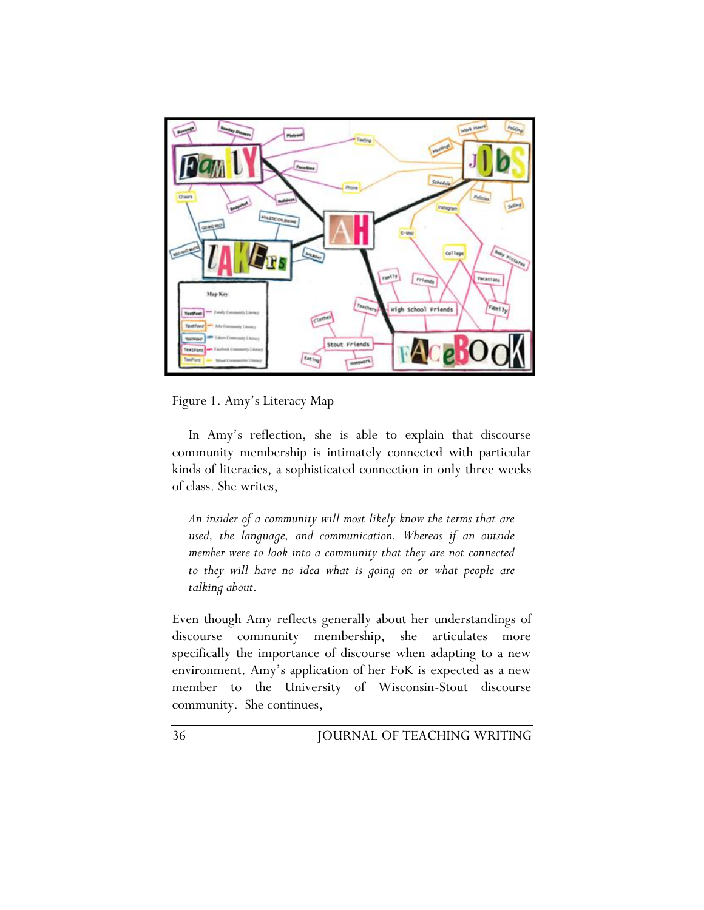Figure 1. Amy's Literacy Map

In Amy's reflection, she is able to explain that discourse community membership is intimately connected with particular kinds of literacies, a sophisticated connection in only three weeks of class. She writes,

> *An insider of a community will most likely know the terms that are used, the language, and communication. Whereas if an outside member were to look into a community that they are not connected to they will have no idea what is going on or what people are talking about.*

Even though Amy reflects generally about her understandings of discourse community membership, she articulates more specifically the importance of discourse when adapting to a new environment. Amy's application of her FoK is expected as a new member to the University of Wisconsin-Stout discourse community. She continues,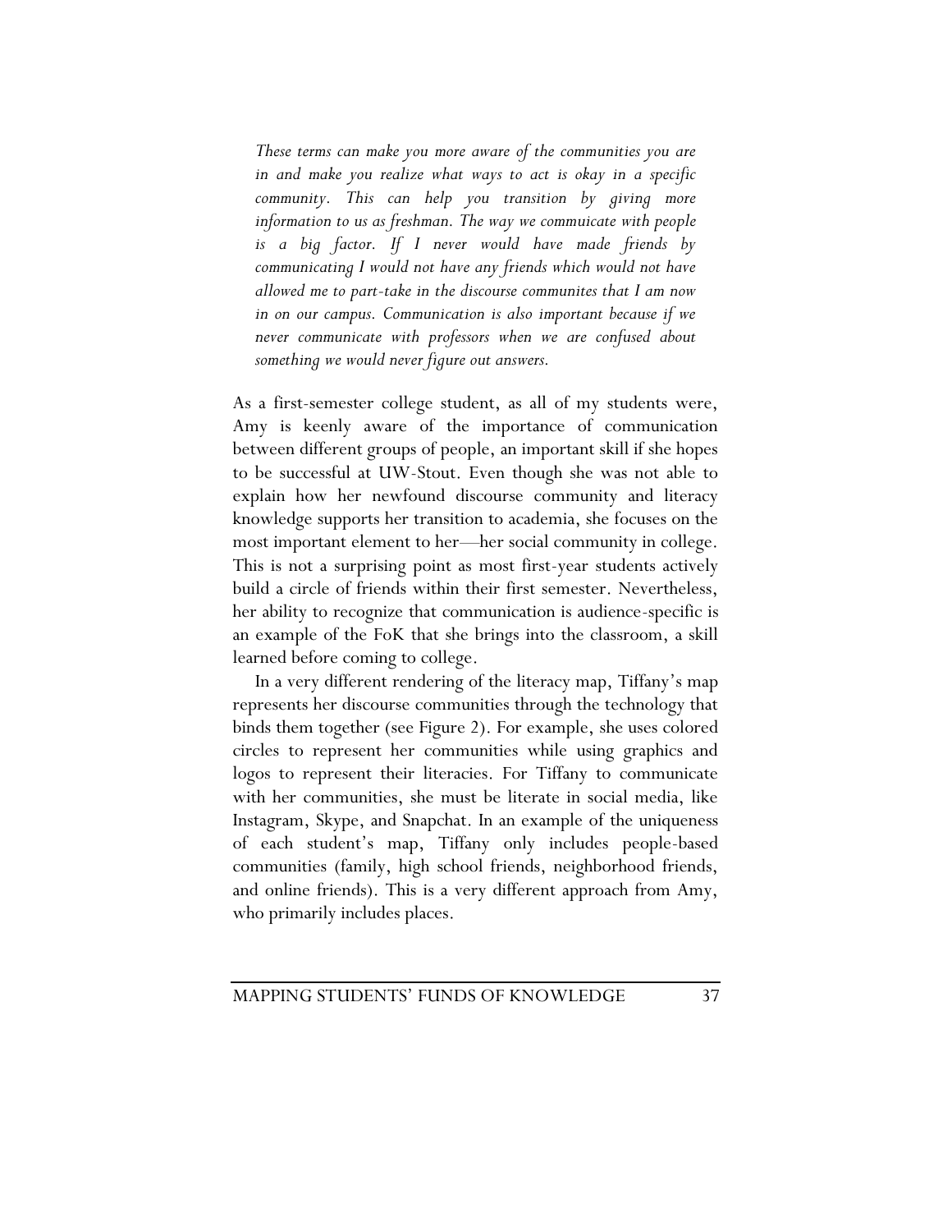> *These terms can make you more aware of the communities you are in and make you realize what ways to act is okay in a specific community. This can help you transition by giving more information to us as freshman. The way we commuicate with people is a big factor. If I never would have made friends by communicating I would not have any friends which would not have allowed me to part-take in the discourse communites that I am now in on our campus. Communication is also important because if we never communicate with professors when we are confused about something we would never figure out answers.*

As a first-semester college student, as all of my students were, Amy is keenly aware of the importance of communication between different groups of people, an important skill if she hopes to be successful at UW-Stout. Even though she was not able to explain how her newfound discourse community and literacy knowledge supports her transition to academia, she focuses on the most important element to her—her social community in college. This is not a surprising point as most first-year students actively build a circle of friends within their first semester. Nevertheless, her ability to recognize that communication is audience-specific is an example of the FoK that she brings into the classroom, a skill learned before coming to college.

In a very different rendering of the literacy map, Tiffany's map represents her discourse communities through the technology that binds them together (see Figure 2). For example, she uses colored circles to represent her communities while using graphics and logos to represent their literacies. For Tiffany to communicate with her communities, she must be literate in social media, like Instagram, Skype, and Snapchat. In an example of the uniqueness of each student's map, Tiffany only includes people-based communities (family, high school friends, neighborhood friends, and online friends). This is a very different approach from Amy, who primarily includes places.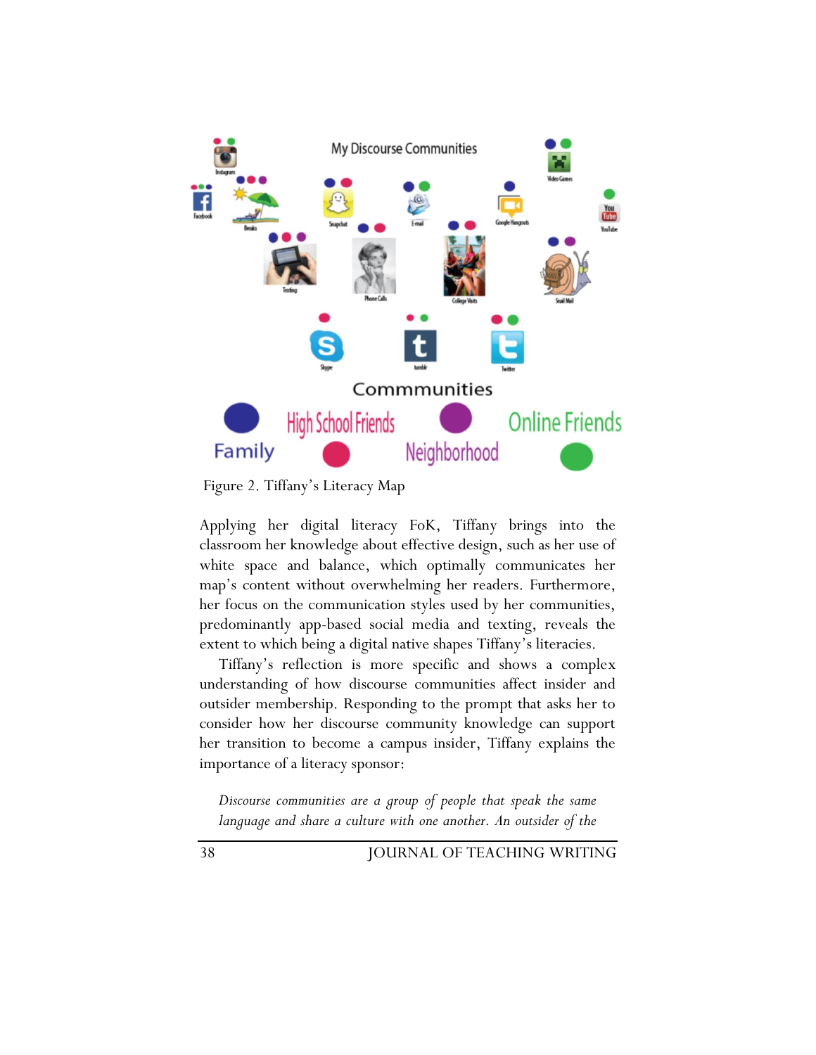My Discourse Communities

Instagram

Facebook

Breaks

Snapchat

E-mail

Google Hangouts

Video Games

YouTube

Texting

Phone Calls

College Visits

Snail Mail

Skype

tumblr

Twitter

Commmunities

Family

High School Friends

Neighborhood

Online Friends

Figure 2. Tiffany's Literacy Map

Applying her digital literacy FoK, Tiffany brings into the classroom her knowledge about effective design, such as her use of white space and balance, which optimally communicates her map's content without overwhelming her readers. Furthermore, her focus on the communication styles used by her communities, predominantly app-based social media and texting, reveals the extent to which being a digital native shapes Tiffany's literacies.

Tiffany's reflection is more specific and shows a complex understanding of how discourse communities affect insider and outsider membership. Responding to the prompt that asks her to consider how her discourse community knowledge can support her transition to become a campus insider, Tiffany explains the importance of a literacy sponsor:

> *Discourse communities are a group of people that speak the same language and share a culture with one another. An outsider of the*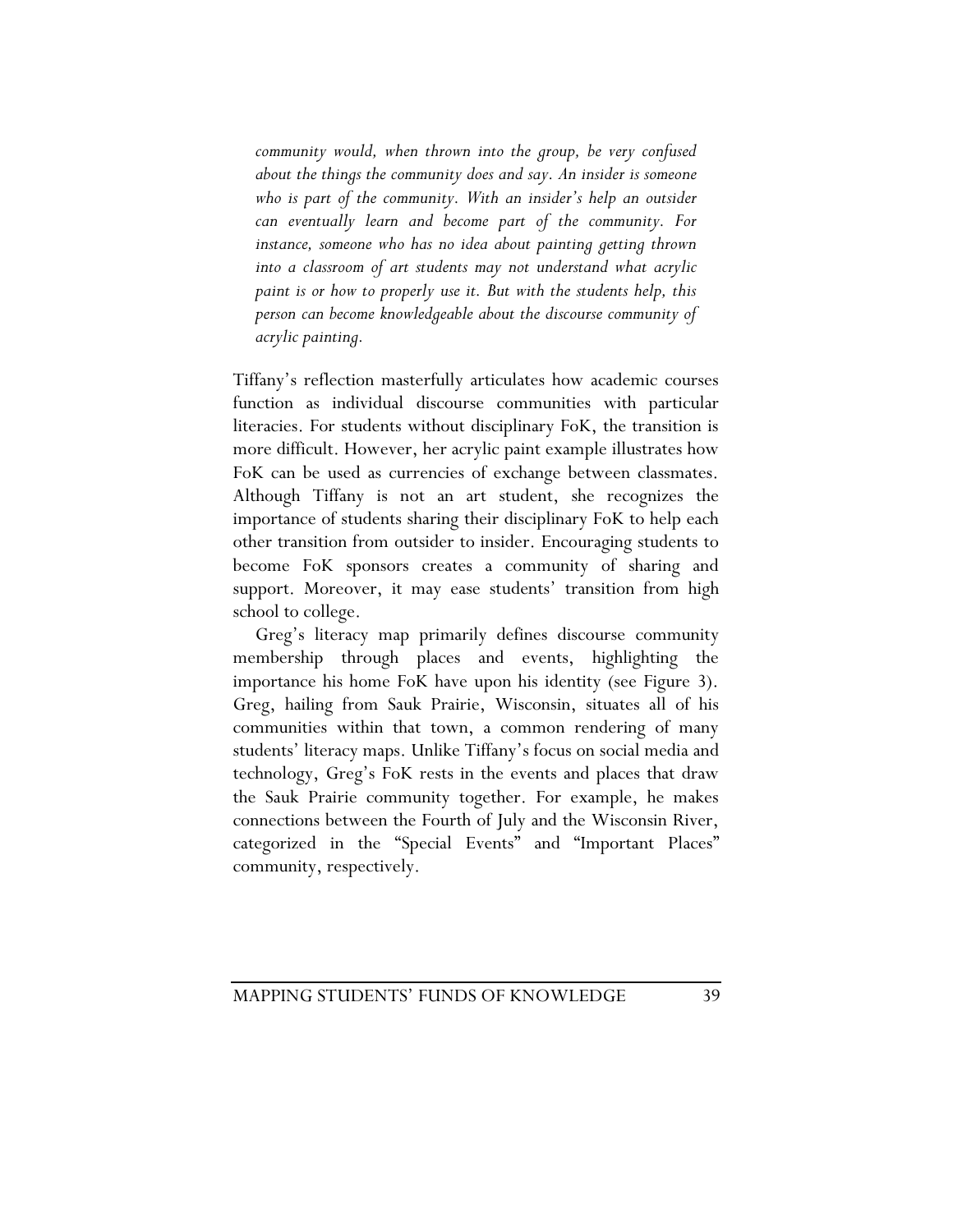*community would, when thrown into the group, be very confused about the things the community does and say. An insider is someone who is part of the community. With an insider's help an outsider can eventually learn and become part of the community. For instance, someone who has no idea about painting getting thrown into a classroom of art students may not understand what acrylic paint is or how to properly use it. But with the students help, this person can become knowledgeable about the discourse community of acrylic painting.*

Tiffany's reflection masterfully articulates how academic courses function as individual discourse communities with particular literacies. For students without disciplinary FoK, the transition is more difficult. However, her acrylic paint example illustrates how FoK can be used as currencies of exchange between classmates. Although Tiffany is not an art student, she recognizes the importance of students sharing their disciplinary FoK to help each other transition from outsider to insider. Encouraging students to become FoK sponsors creates a community of sharing and support. Moreover, it may ease students' transition from high school to college.

Greg's literacy map primarily defines discourse community membership through places and events, highlighting the importance his home FoK have upon his identity (see Figure 3). Greg, hailing from Sauk Prairie, Wisconsin, situates all of his communities within that town, a common rendering of many students' literacy maps. Unlike Tiffany's focus on social media and technology, Greg's FoK rests in the events and places that draw the Sauk Prairie community together. For example, he makes connections between the Fourth of July and the Wisconsin River, categorized in the "Special Events" and "Important Places" community, respectively.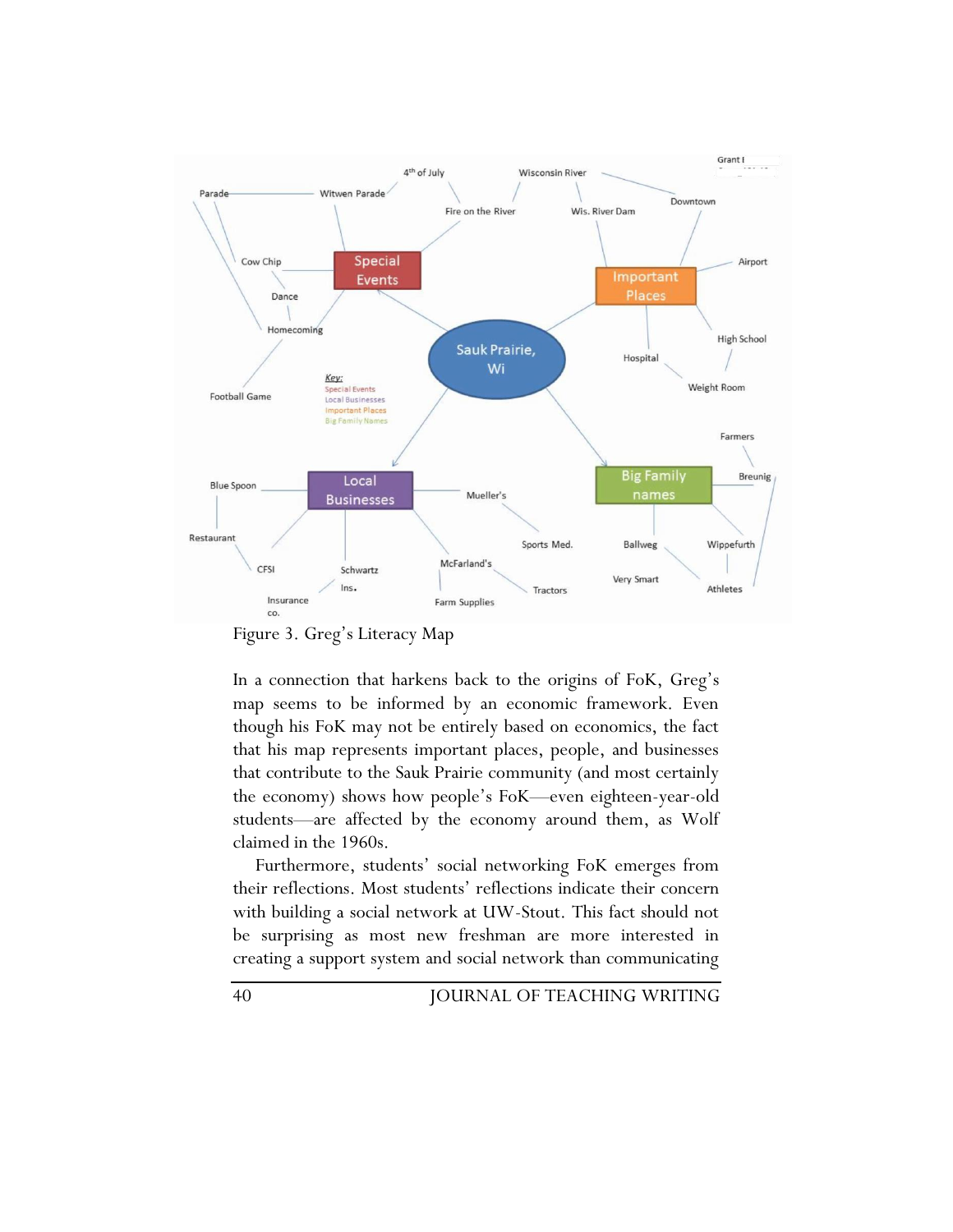Sauk Prairie, Wi

Special Events

Important Places

Local Businesses

Big Family names

Parade

Witwen Parade

4th of July

Fire on the River

Wisconsin River

Wis. River Dam

Downtown

Grant I

Airport

High School

Weight Room

Hospital

Cow Chip

Dance

Homecoming

Football Game

Key:
Special Events
Local Businesses
Important Places
Big Family Names

Farmers

Breunig

Ballweg

Wippefurth

Very Smart

Athletes

Blue Spoon

Restaurant

CFSI

Schwartz Ins.

Insurance co.

Mueller's

Sports Med.

McFarland's

Tractors

Farm Supplies

Figure 3. Greg's Literacy Map

In a connection that harkens back to the origins of FoK, Greg's map seems to be informed by an economic framework. Even though his FoK may not be entirely based on economics, the fact that his map represents important places, people, and businesses that contribute to the Sauk Prairie community (and most certainly the economy) shows how people's FoK—even eighteen-year-old students—are affected by the economy around them, as Wolf claimed in the 1960s.

Furthermore, students' social networking FoK emerges from their reflections. Most students' reflections indicate their concern with building a social network at UW-Stout. This fact should not be surprising as most new freshman are more interested in creating a support system and social network than communicating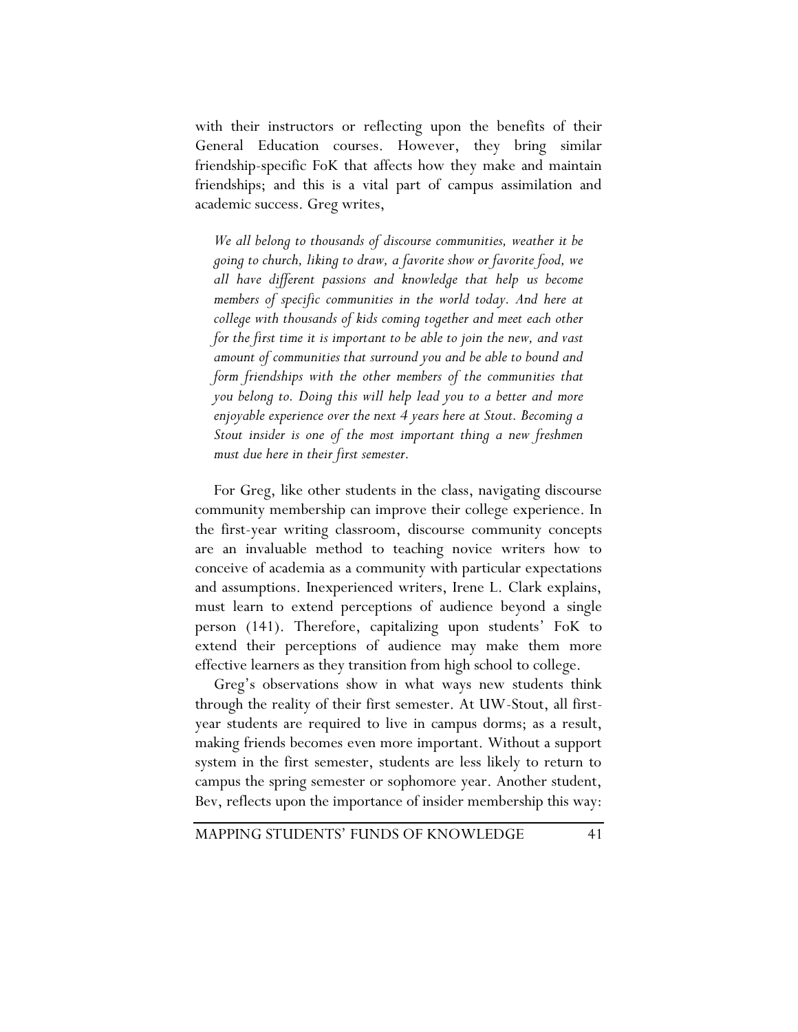with their instructors or reflecting upon the benefits of their General Education courses. However, they bring similar friendship-specific FoK that affects how they make and maintain friendships; and this is a vital part of campus assimilation and academic success. Greg writes,

> *We all belong to thousands of discourse communities, weather it be going to church, liking to draw, a favorite show or favorite food, we all have different passions and knowledge that help us become members of specific communities in the world today. And here at college with thousands of kids coming together and meet each other for the first time it is important to be able to join the new, and vast amount of communities that surround you and be able to bound and form friendships with the other members of the communities that you belong to. Doing this will help lead you to a better and more enjoyable experience over the next 4 years here at Stout. Becoming a Stout insider is one of the most important thing a new freshmen must due here in their first semester.*

For Greg, like other students in the class, navigating discourse community membership can improve their college experience. In the first-year writing classroom, discourse community concepts are an invaluable method to teaching novice writers how to conceive of academia as a community with particular expectations and assumptions. Inexperienced writers, Irene L. Clark explains, must learn to extend perceptions of audience beyond a single person (141). Therefore, capitalizing upon students' FoK to extend their perceptions of audience may make them more effective learners as they transition from high school to college.

Greg's observations show in what ways new students think through the reality of their first semester. At UW-Stout, all first-year students are required to live in campus dorms; as a result, making friends becomes even more important. Without a support system in the first semester, students are less likely to return to campus the spring semester or sophomore year. Another student, Bev, reflects upon the importance of insider membership this way: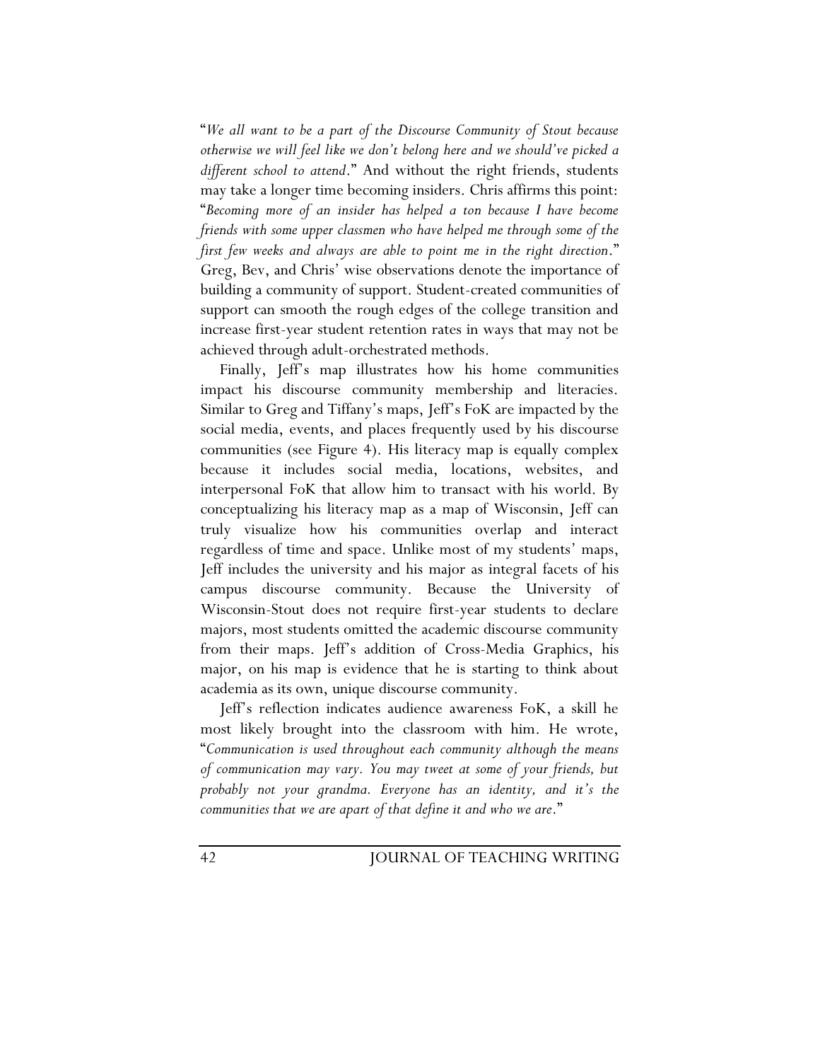"*We all want to be a part of the Discourse Community of Stout because otherwise we will feel like we don't belong here and we should've picked a different school to attend*." And without the right friends, students may take a longer time becoming insiders. Chris affirms this point: "*Becoming more of an insider has helped a ton because I have become friends with some upper classmen who have helped me through some of the first few weeks and always are able to point me in the right direction*." Greg, Bev, and Chris' wise observations denote the importance of building a community of support. Student-created communities of support can smooth the rough edges of the college transition and increase first-year student retention rates in ways that may not be achieved through adult-orchestrated methods.

Finally, Jeff's map illustrates how his home communities impact his discourse community membership and literacies. Similar to Greg and Tiffany's maps, Jeff's FoK are impacted by the social media, events, and places frequently used by his discourse communities (see Figure 4). His literacy map is equally complex because it includes social media, locations, websites, and interpersonal FoK that allow him to transact with his world. By conceptualizing his literacy map as a map of Wisconsin, Jeff can truly visualize how his communities overlap and interact regardless of time and space. Unlike most of my students' maps, Jeff includes the university and his major as integral facets of his campus discourse community. Because the University of Wisconsin-Stout does not require first-year students to declare majors, most students omitted the academic discourse community from their maps. Jeff's addition of Cross-Media Graphics, his major, on his map is evidence that he is starting to think about academia as its own, unique discourse community.

Jeff's reflection indicates audience awareness FoK, a skill he most likely brought into the classroom with him. He wrote, "*Communication is used throughout each community although the means of communication may vary. You may tweet at some of your friends, but probably not your grandma. Everyone has an identity, and it's the communities that we are apart of that define it and who we are*."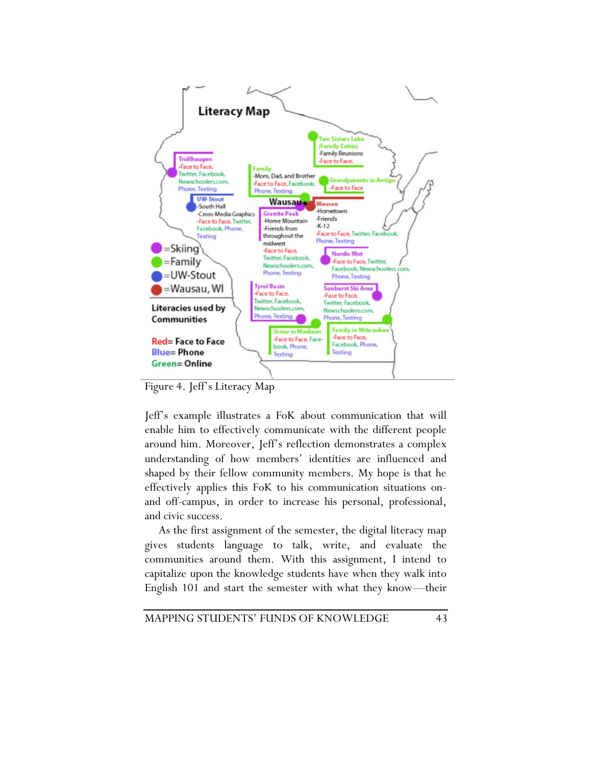Literacy Map

Trollhaugen
-Face to Face,
Twitter, Facebook,
Newschoolers.com,
Phone, Texting

UW-Stout
-South Hall
-Cross-Media Graphics
-Face to Face, Twitter,
Facebook, Phone,
Texting

Family
-Mom, Dad, and Brother
-Face to Face, Facebook,
Phone, Texting

Two Sisters Lake
(Family Cabin)
-Family Reunions
-Face to Face,

Grandparents in Antigo
-Face to Face

Wausau

Wausau
-Hometown
-Friends
-K-12
-Face to Face, Twitter, Facebook,
Phone, Texting

Granite Peak
-Home Mountain
-Friends from
throughout the
midwest
-Face to Face,
Twitter, Facebook,
Newschoolers.com,
Phone, Texting

Nordic Mnt
-Face to Face, Twitter,
Facebook, Newschoolers.com,
Phone, Texting

=Skiing
=Family
=UW-Stout
=Wausau, WI

Literacies used by
Communities

Red= Face to Face
Blue= Phone
Green= Online

Tyrol Basin
-Face to Face,
Twitter, Facebook,
Newschoolers.com,
Phone, Texting

Sunburst Ski Area
-Face to Face,
Twitter, Facebook,
Newschoolers.com,
Phone, Texting

Sister in Madison
-Face to Face, Face-
book, Phone,
Texting

Family in Milwaukee
-Face to Face,
Facebook, Phone,
Texting

Figure 4. Jeff's Literacy Map

Jeff's example illustrates a FoK about communication that will enable him to effectively communicate with the different people around him. Moreover, Jeff's reflection demonstrates a complex understanding of how members' identities are influenced and shaped by their fellow community members. My hope is that he effectively applies this FoK to his communication situations on- and off-campus, in order to increase his personal, professional, and civic success.

As the first assignment of the semester, the digital literacy map gives students language to talk, write, and evaluate the communities around them. With this assignment, I intend to capitalize upon the knowledge students have when they walk into English 101 and start the semester with what they know—their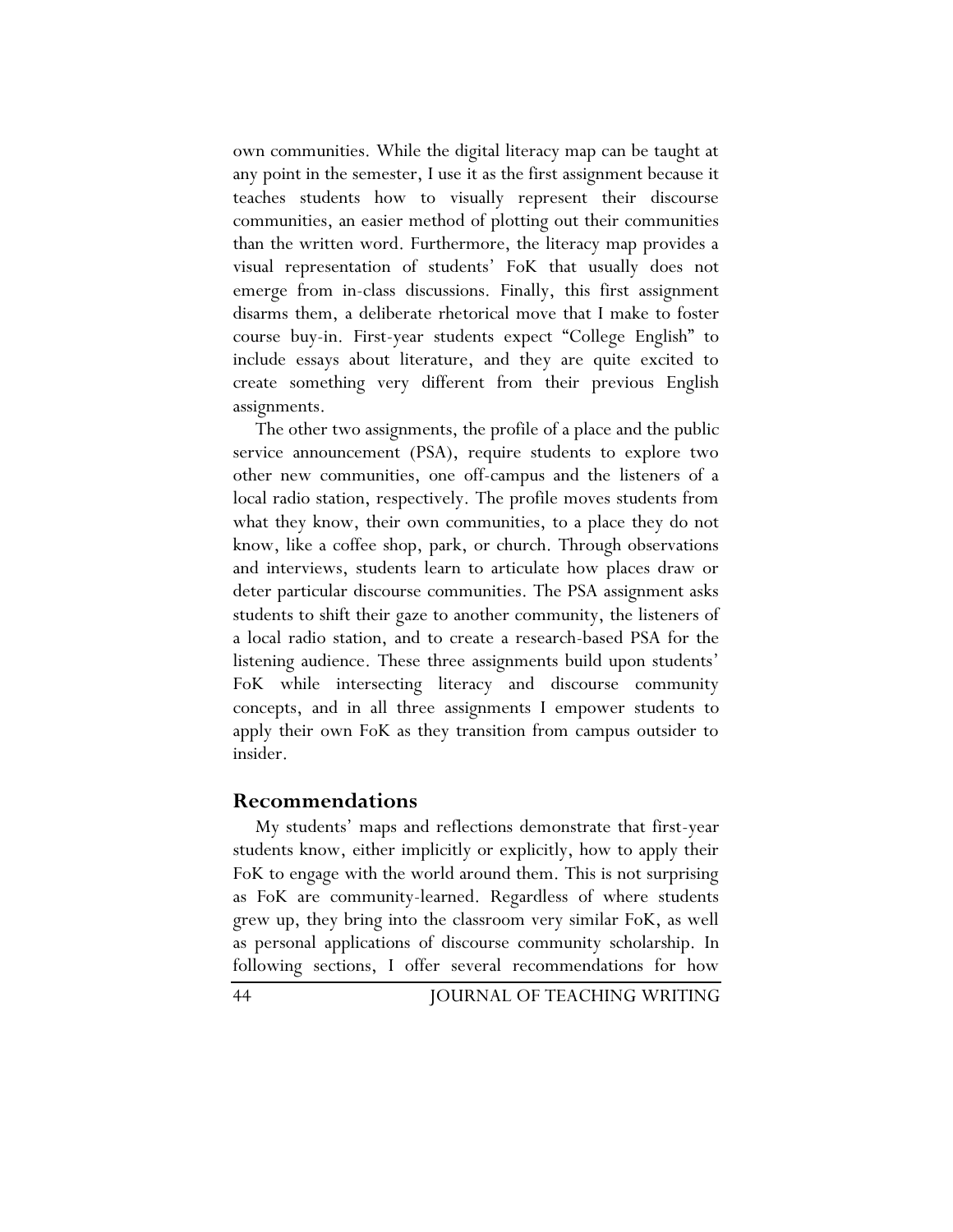own communities. While the digital literacy map can be taught at any point in the semester, I use it as the first assignment because it teaches students how to visually represent their discourse communities, an easier method of plotting out their communities than the written word. Furthermore, the literacy map provides a visual representation of students' FoK that usually does not emerge from in-class discussions. Finally, this first assignment disarms them, a deliberate rhetorical move that I make to foster course buy-in. First-year students expect "College English" to include essays about literature, and they are quite excited to create something very different from their previous English assignments.

The other two assignments, the profile of a place and the public service announcement (PSA), require students to explore two other new communities, one off-campus and the listeners of a local radio station, respectively. The profile moves students from what they know, their own communities, to a place they do not know, like a coffee shop, park, or church. Through observations and interviews, students learn to articulate how places draw or deter particular discourse communities. The PSA assignment asks students to shift their gaze to another community, the listeners of a local radio station, and to create a research-based PSA for the listening audience. These three assignments build upon students' FoK while intersecting literacy and discourse community concepts, and in all three assignments I empower students to apply their own FoK as they transition from campus outsider to insider.

## Recommendations

My students' maps and reflections demonstrate that first-year students know, either implicitly or explicitly, how to apply their FoK to engage with the world around them. This is not surprising as FoK are community-learned. Regardless of where students grew up, they bring into the classroom very similar FoK, as well as personal applications of discourse community scholarship. In following sections, I offer several recommendations for how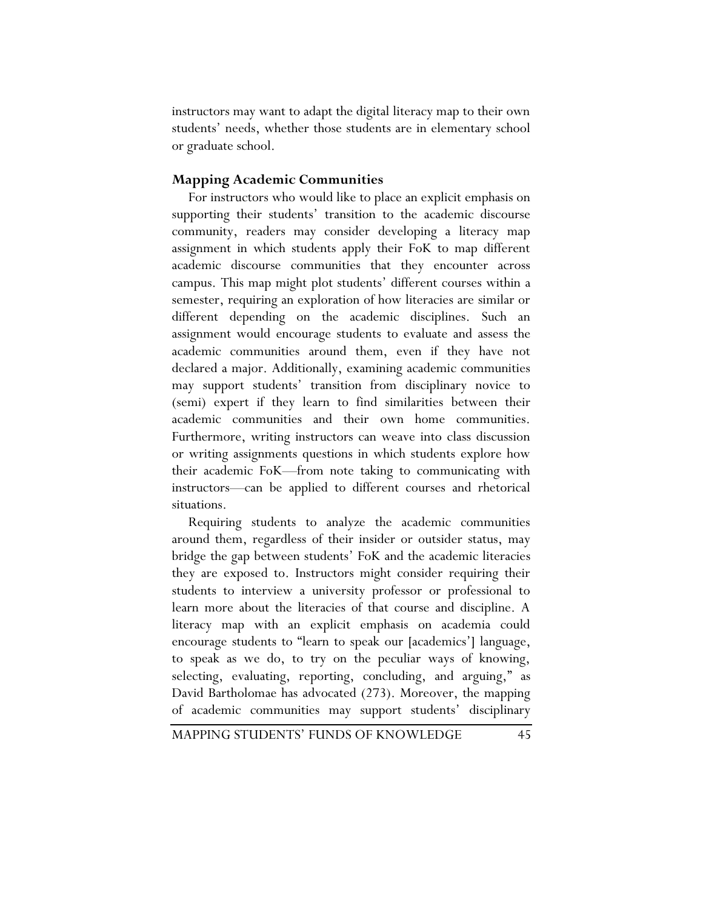instructors may want to adapt the digital literacy map to their own students' needs, whether those students are in elementary school or graduate school.

## Mapping Academic Communities

For instructors who would like to place an explicit emphasis on supporting their students' transition to the academic discourse community, readers may consider developing a literacy map assignment in which students apply their FoK to map different academic discourse communities that they encounter across campus. This map might plot students' different courses within a semester, requiring an exploration of how literacies are similar or different depending on the academic disciplines. Such an assignment would encourage students to evaluate and assess the academic communities around them, even if they have not declared a major. Additionally, examining academic communities may support students' transition from disciplinary novice to (semi) expert if they learn to find similarities between their academic communities and their own home communities. Furthermore, writing instructors can weave into class discussion or writing assignments questions in which students explore how their academic FoK—from note taking to communicating with instructors—can be applied to different courses and rhetorical situations.

Requiring students to analyze the academic communities around them, regardless of their insider or outsider status, may bridge the gap between students' FoK and the academic literacies they are exposed to. Instructors might consider requiring their students to interview a university professor or professional to learn more about the literacies of that course and discipline. A literacy map with an explicit emphasis on academia could encourage students to "learn to speak our [academics'] language, to speak as we do, to try on the peculiar ways of knowing, selecting, evaluating, reporting, concluding, and arguing," as David Bartholomae has advocated (273). Moreover, the mapping of academic communities may support students' disciplinary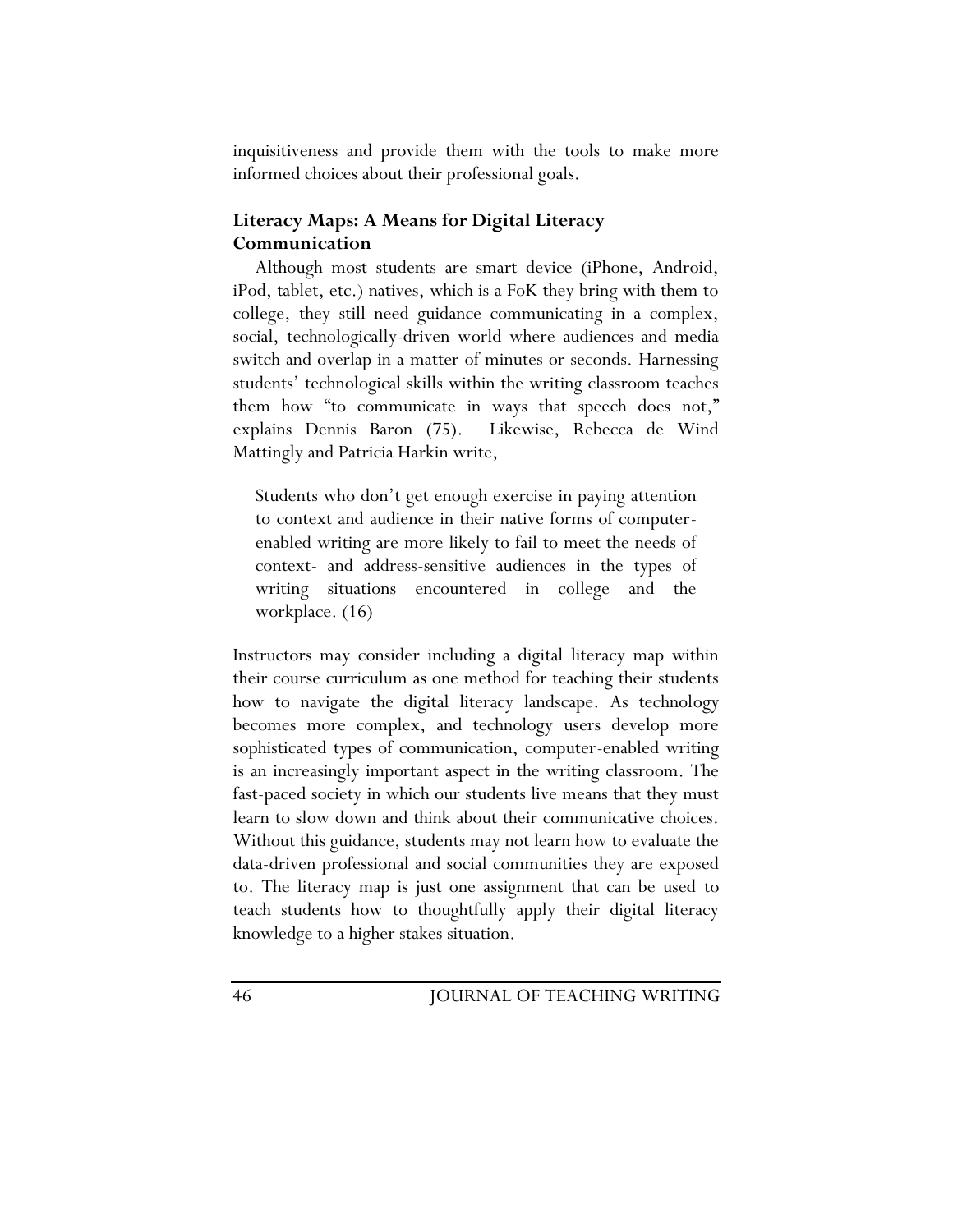inquisitiveness and provide them with the tools to make more informed choices about their professional goals.

### Literacy Maps: A Means for Digital Literacy Communication

Although most students are smart device (iPhone, Android, iPod, tablet, etc.) natives, which is a FoK they bring with them to college, they still need guidance communicating in a complex, social, technologically-driven world where audiences and media switch and overlap in a matter of minutes or seconds. Harnessing students' technological skills within the writing classroom teaches them how "to communicate in ways that speech does not," explains Dennis Baron (75). Likewise, Rebecca de Wind Mattingly and Patricia Harkin write,

> Students who don't get enough exercise in paying attention to context and audience in their native forms of computer-enabled writing are more likely to fail to meet the needs of context- and address-sensitive audiences in the types of writing situations encountered in college and the workplace. (16)

Instructors may consider including a digital literacy map within their course curriculum as one method for teaching their students how to navigate the digital literacy landscape. As technology becomes more complex, and technology users develop more sophisticated types of communication, computer-enabled writing is an increasingly important aspect in the writing classroom. The fast-paced society in which our students live means that they must learn to slow down and think about their communicative choices. Without this guidance, students may not learn how to evaluate the data-driven professional and social communities they are exposed to. The literacy map is just one assignment that can be used to teach students how to thoughtfully apply their digital literacy knowledge to a higher stakes situation.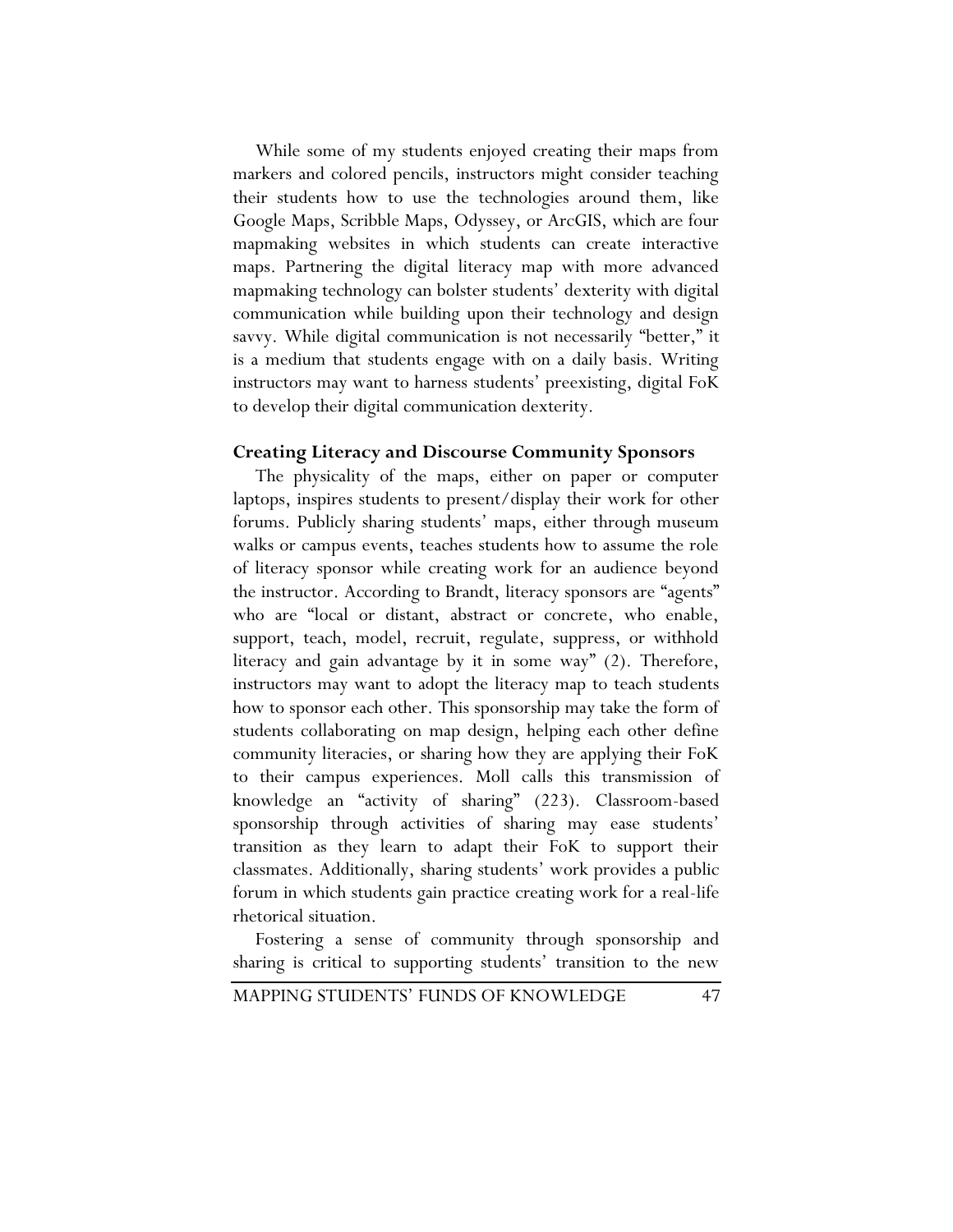While some of my students enjoyed creating their maps from markers and colored pencils, instructors might consider teaching their students how to use the technologies around them, like Google Maps, Scribble Maps, Odyssey, or ArcGIS, which are four mapmaking websites in which students can create interactive maps. Partnering the digital literacy map with more advanced mapmaking technology can bolster students' dexterity with digital communication while building upon their technology and design savvy. While digital communication is not necessarily "better," it is a medium that students engage with on a daily basis. Writing instructors may want to harness students' preexisting, digital FoK to develop their digital communication dexterity.

### Creating Literacy and Discourse Community Sponsors

The physicality of the maps, either on paper or computer laptops, inspires students to present/display their work for other forums. Publicly sharing students' maps, either through museum walks or campus events, teaches students how to assume the role of literacy sponsor while creating work for an audience beyond the instructor. According to Brandt, literacy sponsors are "agents" who are "local or distant, abstract or concrete, who enable, support, teach, model, recruit, regulate, suppress, or withhold literacy and gain advantage by it in some way" (2). Therefore, instructors may want to adopt the literacy map to teach students how to sponsor each other. This sponsorship may take the form of students collaborating on map design, helping each other define community literacies, or sharing how they are applying their FoK to their campus experiences. Moll calls this transmission of knowledge an "activity of sharing" (223). Classroom-based sponsorship through activities of sharing may ease students' transition as they learn to adapt their FoK to support their classmates. Additionally, sharing students' work provides a public forum in which students gain practice creating work for a real-life rhetorical situation.

Fostering a sense of community through sponsorship and sharing is critical to supporting students' transition to the new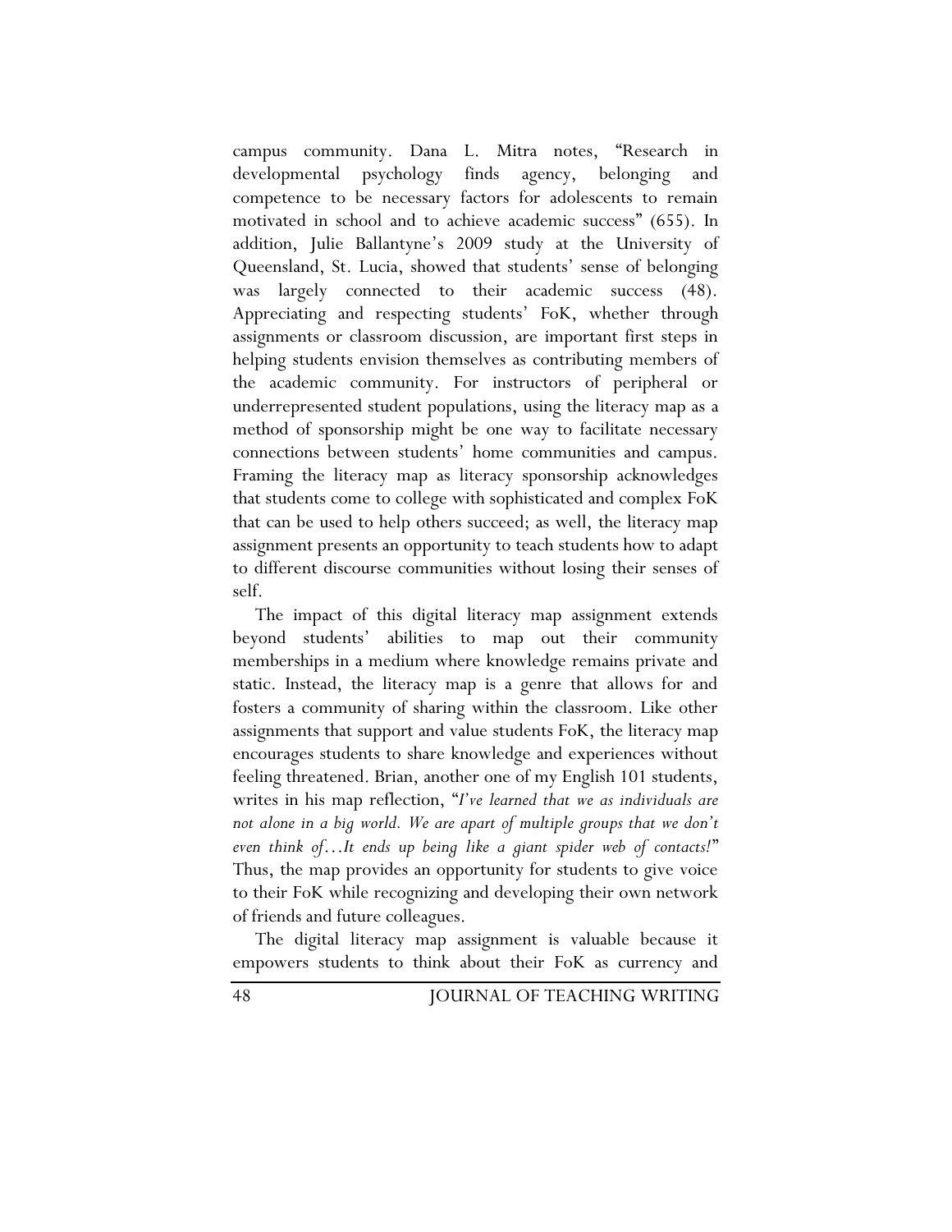campus community. Dana L. Mitra notes, "Research in developmental psychology finds agency, belonging and competence to be necessary factors for adolescents to remain motivated in school and to achieve academic success" (655). In addition, Julie Ballantyne's 2009 study at the University of Queensland, St. Lucia, showed that students' sense of belonging was largely connected to their academic success (48). Appreciating and respecting students' FoK, whether through assignments or classroom discussion, are important first steps in helping students envision themselves as contributing members of the academic community. For instructors of peripheral or underrepresented student populations, using the literacy map as a method of sponsorship might be one way to facilitate necessary connections between students' home communities and campus. Framing the literacy map as literacy sponsorship acknowledges that students come to college with sophisticated and complex FoK that can be used to help others succeed; as well, the literacy map assignment presents an opportunity to teach students how to adapt to different discourse communities without losing their senses of self.

The impact of this digital literacy map assignment extends beyond students' abilities to map out their community memberships in a medium where knowledge remains private and static. Instead, the literacy map is a genre that allows for and fosters a community of sharing within the classroom. Like other assignments that support and value students FoK, the literacy map encourages students to share knowledge and experiences without feeling threatened. Brian, another one of my English 101 students, writes in his map reflection, "*I've learned that we as individuals are not alone in a big world. We are apart of multiple groups that we don't even think of…It ends up being like a giant spider web of contacts!*" Thus, the map provides an opportunity for students to give voice to their FoK while recognizing and developing their own network of friends and future colleagues.

The digital literacy map assignment is valuable because it empowers students to think about their FoK as currency and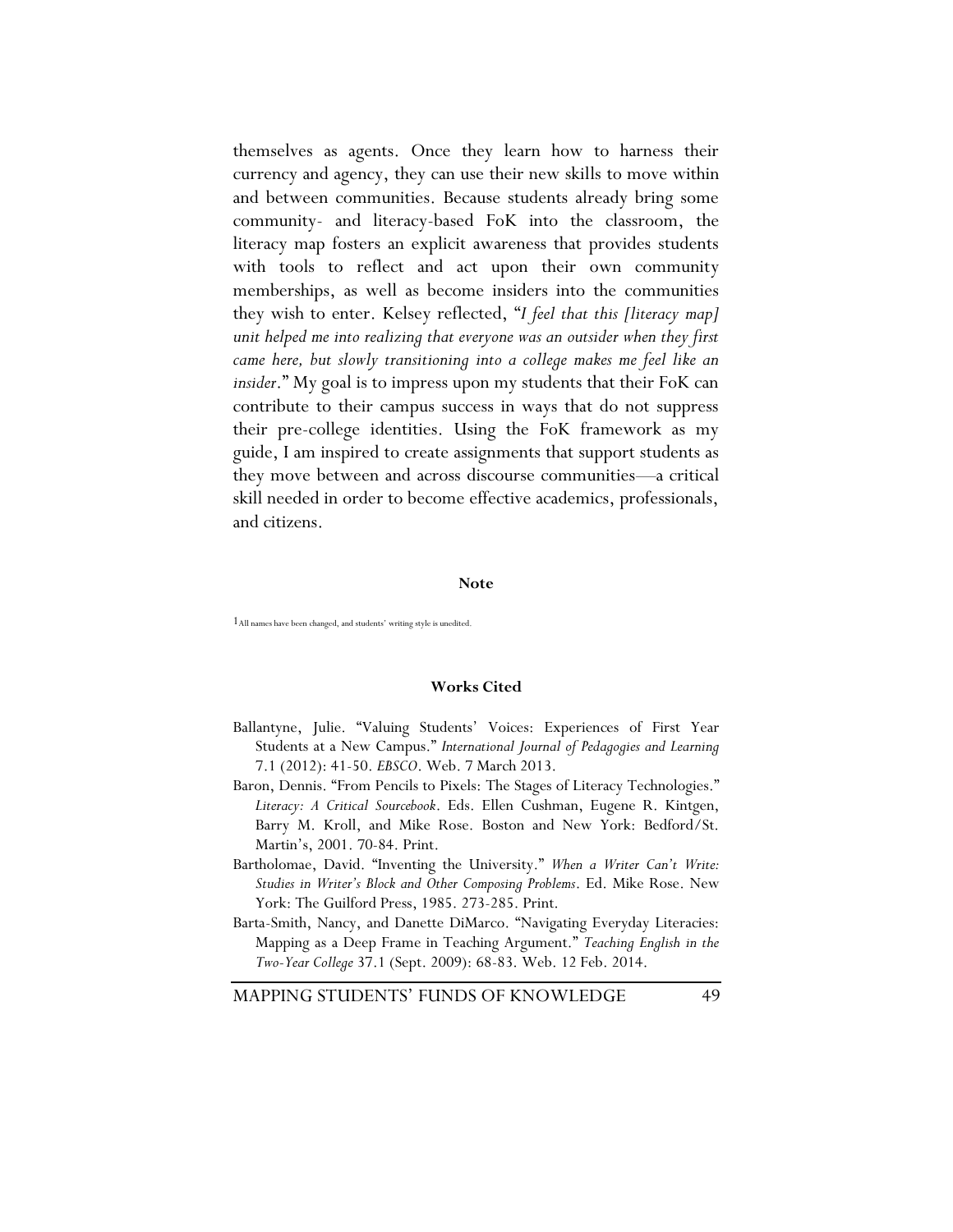themselves as agents. Once they learn how to harness their currency and agency, they can use their new skills to move within and between communities. Because students already bring some community- and literacy-based FoK into the classroom, the literacy map fosters an explicit awareness that provides students with tools to reflect and act upon their own community memberships, as well as become insiders into the communities they wish to enter. Kelsey reflected, "*I feel that this [literacy map] unit helped me into realizing that everyone was an outsider when they first came here, but slowly transitioning into a college makes me feel like an insider*." My goal is to impress upon my students that their FoK can contribute to their campus success in ways that do not suppress their pre-college identities. Using the FoK framework as my guide, I am inspired to create assignments that support students as they move between and across discourse communities—a critical skill needed in order to become effective academics, professionals, and citizens.

### Note

1 All names have been changed, and students' writing style is unedited.

### Works Cited

Ballantyne, Julie. "Valuing Students' Voices: Experiences of First Year Students at a New Campus." *International Journal of Pedagogies and Learning* 7.1 (2012): 41-50. *EBSCO*. Web. 7 March 2013.

Baron, Dennis. "From Pencils to Pixels: The Stages of Literacy Technologies." *Literacy: A Critical Sourcebook*. Eds. Ellen Cushman, Eugene R. Kintgen, Barry M. Kroll, and Mike Rose. Boston and New York: Bedford/St. Martin's, 2001. 70-84. Print.

Bartholomae, David. "Inventing the University." *When a Writer Can't Write: Studies in Writer's Block and Other Composing Problems*. Ed. Mike Rose. New York: The Guilford Press, 1985. 273-285. Print.

Barta-Smith, Nancy, and Danette DiMarco. "Navigating Everyday Literacies: Mapping as a Deep Frame in Teaching Argument." *Teaching English in the Two-Year College* 37.1 (Sept. 2009): 68-83. Web. 12 Feb. 2014.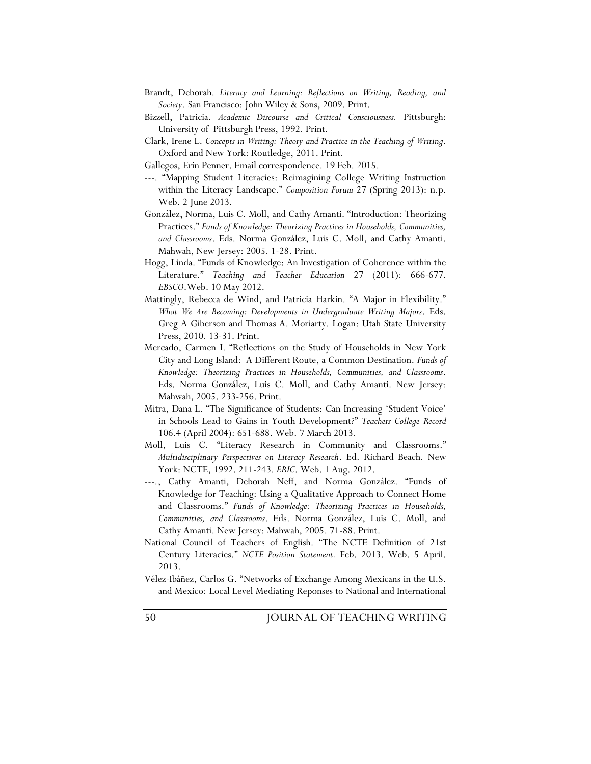Brandt, Deborah. *Literacy and Learning: Reflections on Writing, Reading, and Society*. San Francisco: John Wiley & Sons, 2009. Print.

Bizzell, Patricia. *Academic Discourse and Critical Consciousness.* Pittsburgh: University of Pittsburgh Press, 1992. Print.

Clark, Irene L. *Concepts in Writing: Theory and Practice in the Teaching of Writing*. Oxford and New York: Routledge, 2011. Print.

Gallegos, Erin Penner. Email correspondence. 19 Feb. 2015.

---. "Mapping Student Literacies: Reimagining College Writing Instruction within the Literacy Landscape." *Composition Forum* 27 (Spring 2013): n.p. Web. 2 June 2013.

González, Norma, Luis C. Moll, and Cathy Amanti. "Introduction: Theorizing Practices." *Funds of Knowledge: Theorizing Practices in Households, Communities, and Classrooms*. Eds. Norma González, Luis C. Moll, and Cathy Amanti. Mahwah, New Jersey: 2005. 1-28. Print.

Hogg, Linda. "Funds of Knowledge: An Investigation of Coherence within the Literature." *Teaching and Teacher Education* 27 (2011): 666-677. *EBSCO*.Web. 10 May 2012.

Mattingly, Rebecca de Wind, and Patricia Harkin. "A Major in Flexibility." *What We Are Becoming: Developments in Undergraduate Writing Majors*. Eds. Greg A Giberson and Thomas A. Moriarty. Logan: Utah State University Press, 2010. 13-31. Print.

Mercado, Carmen I. "Reflections on the Study of Households in New York City and Long Island: A Different Route, a Common Destination. *Funds of Knowledge: Theorizing Practices in Households, Communities, and Classrooms*. Eds. Norma González, Luis C. Moll, and Cathy Amanti. New Jersey: Mahwah, 2005. 233-256. Print.

Mitra, Dana L. "The Significance of Students: Can Increasing 'Student Voice' in Schools Lead to Gains in Youth Development?" *Teachers College Record* 106.4 (April 2004): 651-688. Web. 7 March 2013.

Moll, Luis C. "Literacy Research in Community and Classrooms." *Multidisciplinary Perspectives on Literacy Research*. Ed. Richard Beach. New York: NCTE, 1992. 211-243. *ERIC*. Web. 1 Aug. 2012.

---., Cathy Amanti, Deborah Neff, and Norma González. "Funds of Knowledge for Teaching: Using a Qualitative Approach to Connect Home and Classrooms." *Funds of Knowledge: Theorizing Practices in Households, Communities, and Classrooms*. Eds. Norma González, Luis C. Moll, and Cathy Amanti. New Jersey: Mahwah, 2005. 71-88. Print.

National Council of Teachers of English. "The NCTE Definition of 21st Century Literacies." *NCTE Position Statement.* Feb. 2013. Web. 5 April. 2013.

Vélez-Ibáñez, Carlos G. "Networks of Exchange Among Mexicans in the U.S. and Mexico: Local Level Mediating Reponses to National and International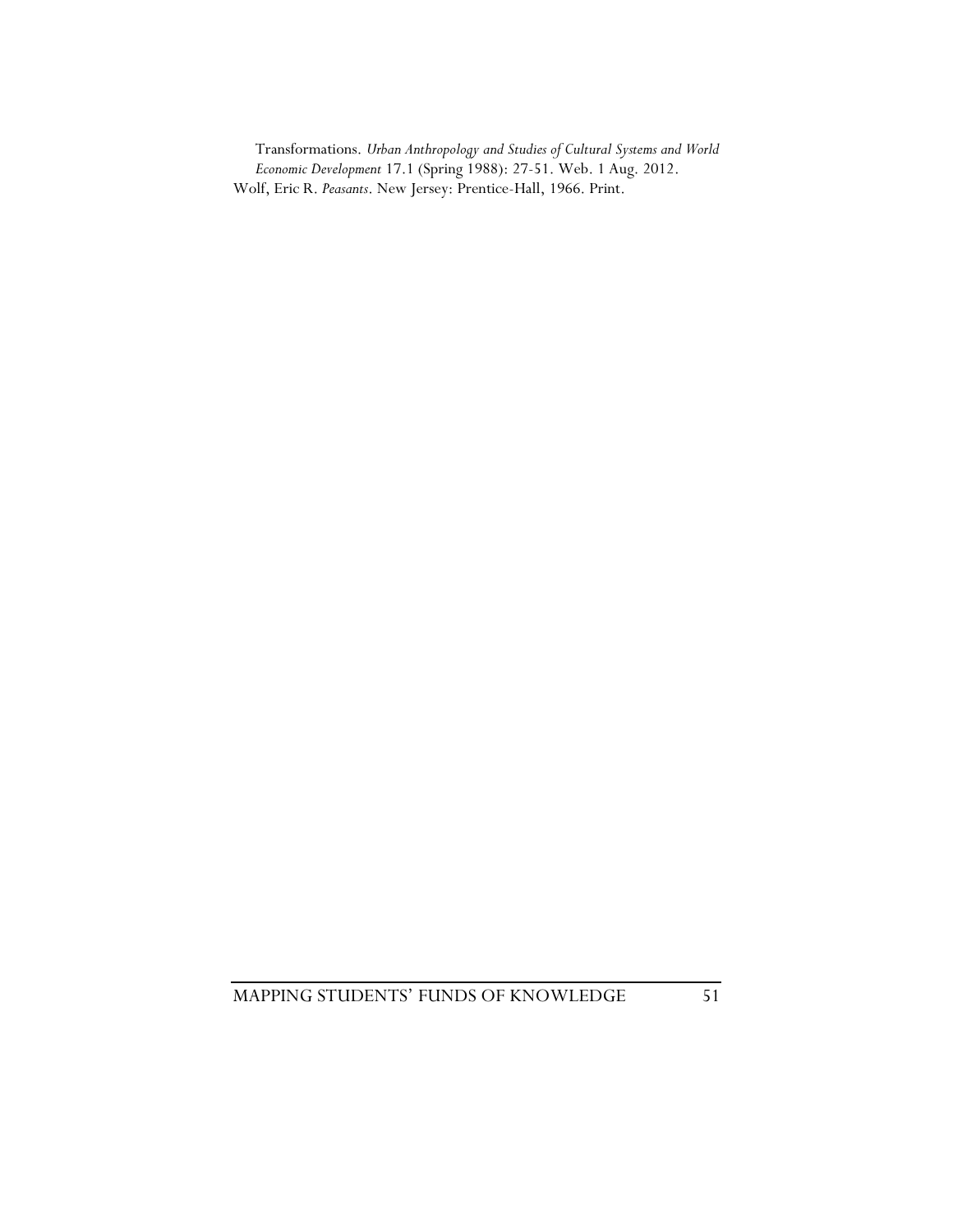Transformations. *Urban Anthropology and Studies of Cultural Systems and World Economic Development* 17.1 (Spring 1988): 27-51. Web. 1 Aug. 2012.

Wolf, Eric R. *Peasants*. New Jersey: Prentice-Hall, 1966. Print.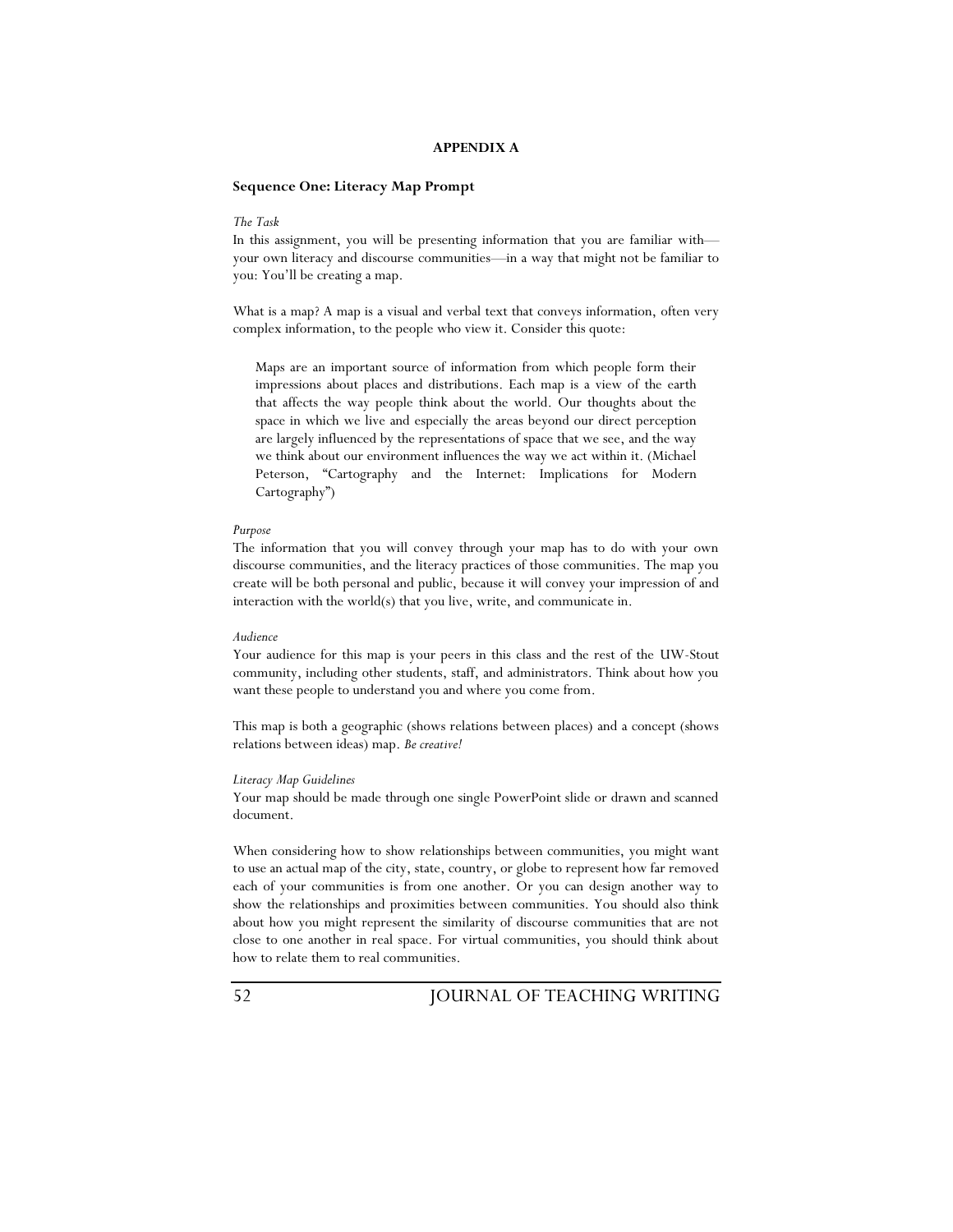## APPENDIX A

### Sequence One: Literacy Map Prompt

*The Task*

In this assignment, you will be presenting information that you are familiar with—your own literacy and discourse communities—in a way that might not be familiar to you: You'll be creating a map.

What is a map? A map is a visual and verbal text that conveys information, often very complex information, to the people who view it. Consider this quote:

> Maps are an important source of information from which people form their impressions about places and distributions. Each map is a view of the earth that affects the way people think about the world. Our thoughts about the space in which we live and especially the areas beyond our direct perception are largely influenced by the representations of space that we see, and the way we think about our environment influences the way we act within it. (Michael Peterson, "Cartography and the Internet: Implications for Modern Cartography")

*Purpose*

The information that you will convey through your map has to do with your own discourse communities, and the literacy practices of those communities. The map you create will be both personal and public, because it will convey your impression of and interaction with the world(s) that you live, write, and communicate in.

*Audience*

Your audience for this map is your peers in this class and the rest of the UW-Stout community, including other students, staff, and administrators. Think about how you want these people to understand you and where you come from.

This map is both a geographic (shows relations between places) and a concept (shows relations between ideas) map. *Be creative!*

*Literacy Map Guidelines*

Your map should be made through one single PowerPoint slide or drawn and scanned document.

When considering how to show relationships between communities, you might want to use an actual map of the city, state, country, or globe to represent how far removed each of your communities is from one another. Or you can design another way to show the relationships and proximities between communities. You should also think about how you might represent the similarity of discourse communities that are not close to one another in real space. For virtual communities, you should think about how to relate them to real communities.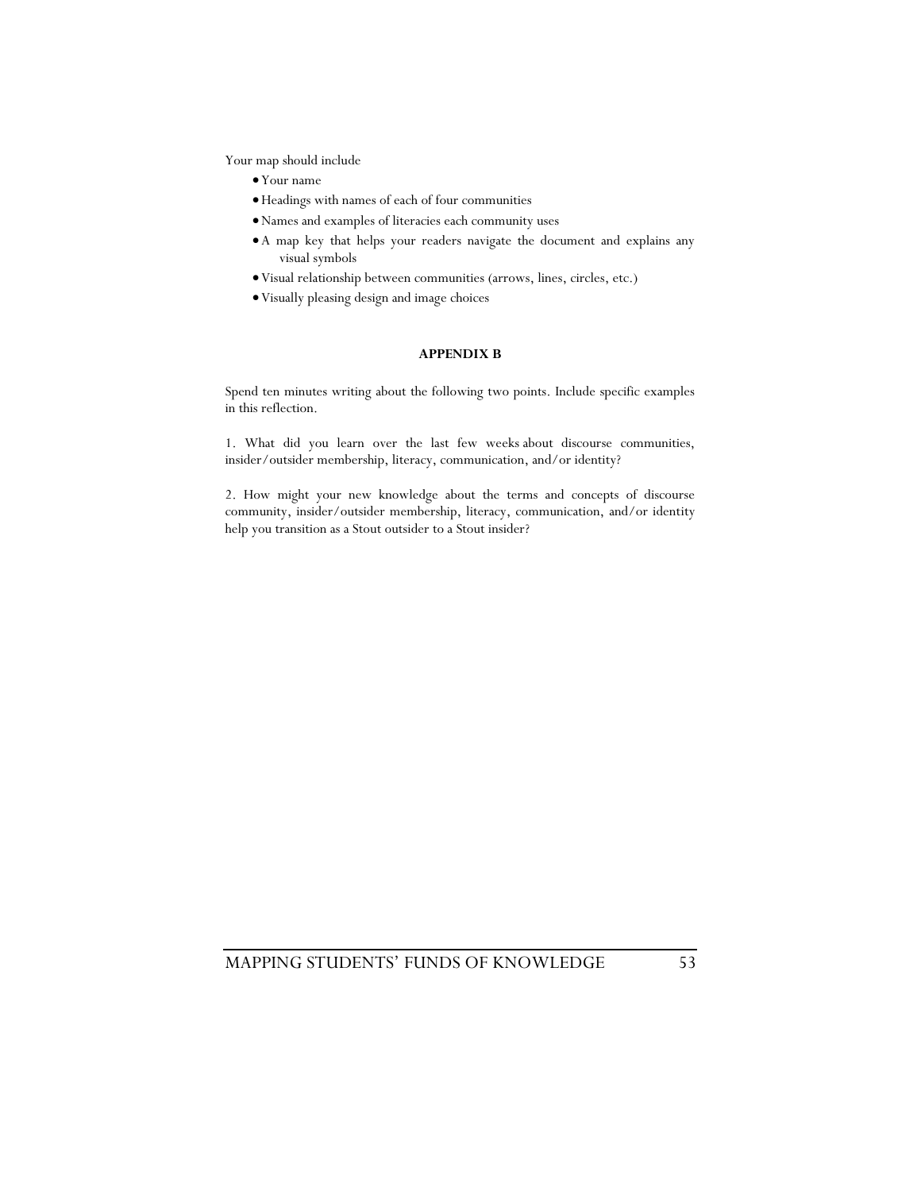Your map should include

- Your name
- Headings with names of each of four communities
- Names and examples of literacies each community uses
- A map key that helps your readers navigate the document and explains any visual symbols
- Visual relationship between communities (arrows, lines, circles, etc.)
- Visually pleasing design and image choices

## APPENDIX B

Spend ten minutes writing about the following two points. Include specific examples in this reflection.

1. What did you learn over the last few weeks about discourse communities, insider/outsider membership, literacy, communication, and/or identity?

2. How might your new knowledge about the terms and concepts of discourse community, insider/outsider membership, literacy, communication, and/or identity help you transition as a Stout outsider to a Stout insider?